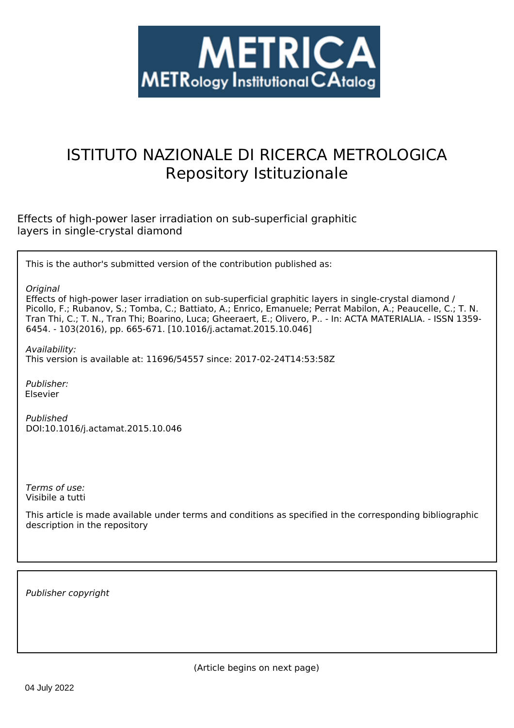METRICA
METRology Institutional CAtalog

# ISTITUTO NAZIONALE DI RICERCA METROLOGICA
Repository Istituzionale

Effects of high-power laser irradiation on sub-superficial graphitic layers in single-crystal diamond

This is the author's submitted version of the contribution published as:

*Original*
Effects of high-power laser irradiation on sub-superficial graphitic layers in single-crystal diamond / Picollo, F.; Rubanov, S.; Tomba, C.; Battiato, A.; Enrico, Emanuele; Perrat Mabilon, A.; Peaucelle, C.; T. N. Tran Thi, C.; T. N., Tran Thi; Boarino, Luca; Gheeraert, E.; Olivero, P.. - In: ACTA MATERIALIA. - ISSN 1359-6454. - 103(2016), pp. 665-671. [10.1016/j.actamat.2015.10.046]

*Availability:*
This version is available at: 11696/54557 since: 2017-02-24T14:53:58Z

*Publisher:*
Elsevier

*Published*
DOI:10.1016/j.actamat.2015.10.046

*Terms of use:*
Visibile a tutti

This article is made available under terms and conditions as specified in the corresponding bibliographic description in the repository

*Publisher copyright*

(Article begins on next page)

04 July 2022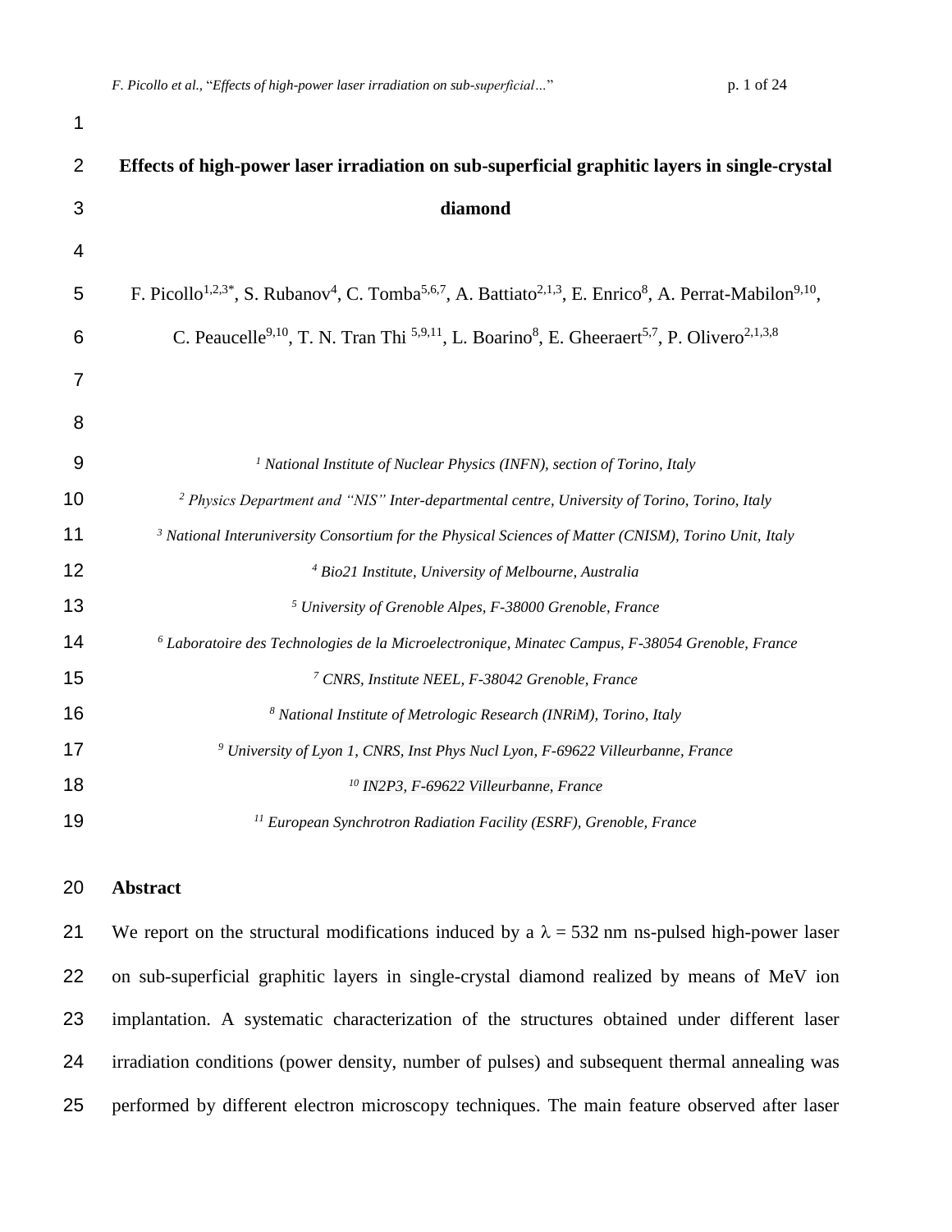# Effects of high-power laser irradiation on sub-superficial graphitic layers in single-crystal diamond

F. Picollo[1,2,3*], S. Rubanov[4], C. Tomba[5,6,7], A. Battiato[2,1,3], E. Enrico[8], A. Perrat-Mabilon[9,10], C. Peaucelle[9,10], T. N. Tran Thi [5,9,11], L. Boarino[8], E. Gheeraert[5,7], P. Olivero[2,1,3,8]

*[1] National Institute of Nuclear Physics (INFN), section of Torino, Italy*

*[2] Physics Department and "NIS" Inter-departmental centre, University of Torino, Torino, Italy*

*[3] National Interuniversity Consortium for the Physical Sciences of Matter (CNISM), Torino Unit, Italy*

*[4] Bio21 Institute, University of Melbourne, Australia*

*[5] University of Grenoble Alpes, F-38000 Grenoble, France*

*[6] Laboratoire des Technologies de la Microelectronique, Minatec Campus, F-38054 Grenoble, France*

*[7] CNRS, Institute NEEL, F-38042 Grenoble, France*

*[8] National Institute of Metrologic Research (INRiM), Torino, Italy*

*[9] University of Lyon 1, CNRS, Inst Phys Nucl Lyon, F-69622 Villeurbanne, France*

*[10] IN2P3, F-69622 Villeurbanne, France*

*[11] European Synchrotron Radiation Facility (ESRF), Grenoble, France*

## Abstract

We report on the structural modifications induced by a $\lambda$ = 532 nm ns-pulsed high-power laser on sub-superficial graphitic layers in single-crystal diamond realized by means of MeV ion implantation. A systematic characterization of the structures obtained under different laser irradiation conditions (power density, number of pulses) and subsequent thermal annealing was performed by different electron microscopy techniques. The main feature observed after laser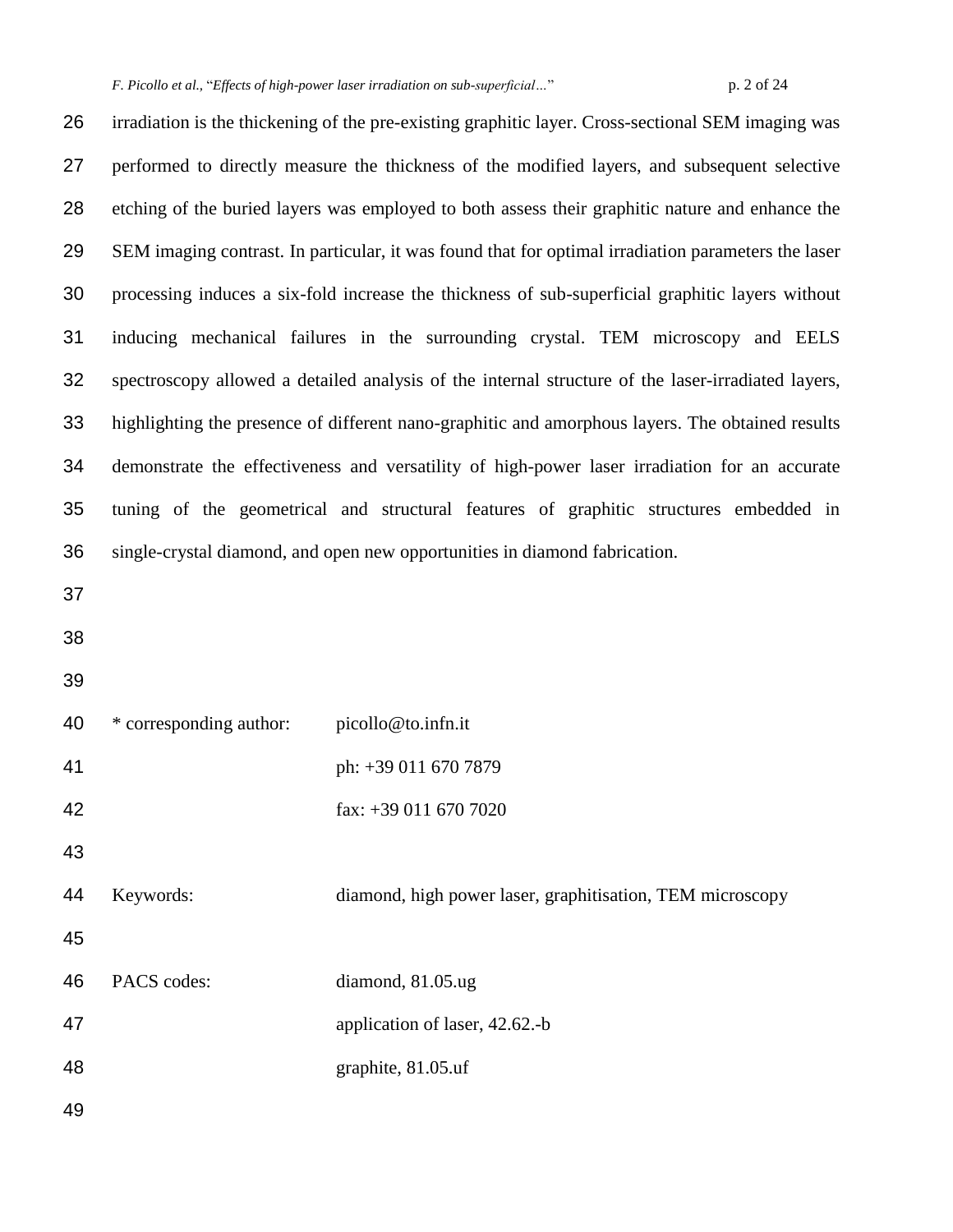irradiation is the thickening of the pre-existing graphitic layer. Cross-sectional SEM imaging was performed to directly measure the thickness of the modified layers, and subsequent selective etching of the buried layers was employed to both assess their graphitic nature and enhance the SEM imaging contrast. In particular, it was found that for optimal irradiation parameters the laser processing induces a six-fold increase the thickness of sub-superficial graphitic layers without inducing mechanical failures in the surrounding crystal. TEM microscopy and EELS spectroscopy allowed a detailed analysis of the internal structure of the laser-irradiated layers, highlighting the presence of different nano-graphitic and amorphous layers. The obtained results demonstrate the effectiveness and versatility of high-power laser irradiation for an accurate tuning of the geometrical and structural features of graphitic structures embedded in single-crystal diamond, and open new opportunities in diamond fabrication.

\* corresponding author: picollo@to.infn.it
ph: +39 011 670 7879
fax: +39 011 670 7020

Keywords: diamond, high power laser, graphitisation, TEM microscopy

PACS codes: diamond, 81.05.ug
application of laser, 42.62.-b
graphite, 81.05.uf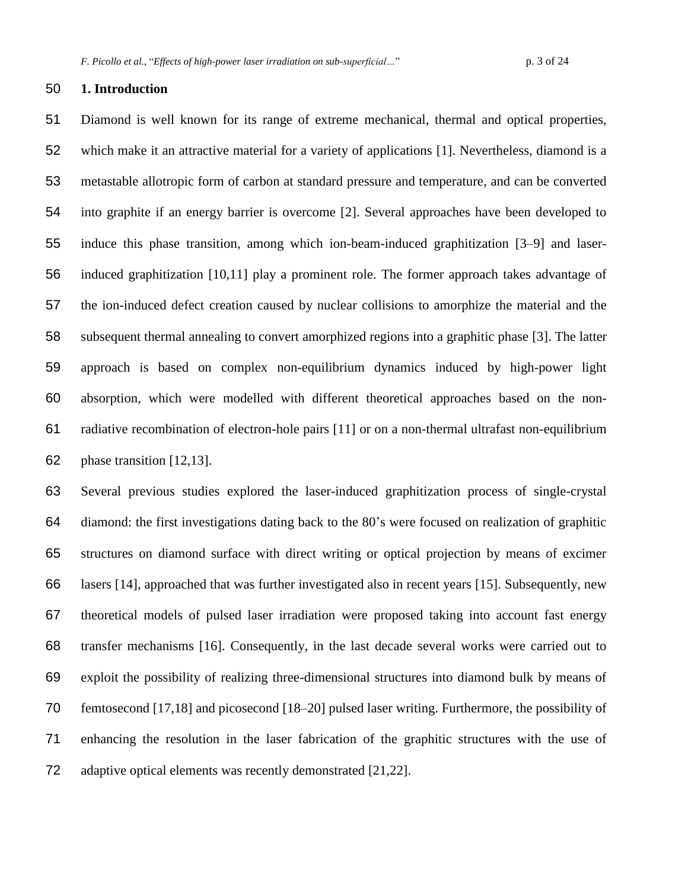## 1. Introduction

Diamond is well known for its range of extreme mechanical, thermal and optical properties, which make it an attractive material for a variety of applications [1]. Nevertheless, diamond is a metastable allotropic form of carbon at standard pressure and temperature, and can be converted into graphite if an energy barrier is overcome [2]. Several approaches have been developed to induce this phase transition, among which ion-beam-induced graphitization [3–9] and laser-induced graphitization [10,11] play a prominent role. The former approach takes advantage of the ion-induced defect creation caused by nuclear collisions to amorphize the material and the subsequent thermal annealing to convert amorphized regions into a graphitic phase [3]. The latter approach is based on complex non-equilibrium dynamics induced by high-power light absorption, which were modelled with different theoretical approaches based on the non-radiative recombination of electron-hole pairs [11] or on a non-thermal ultrafast non-equilibrium phase transition [12,13].

Several previous studies explored the laser-induced graphitization process of single-crystal diamond: the first investigations dating back to the 80's were focused on realization of graphitic structures on diamond surface with direct writing or optical projection by means of excimer lasers [14], approached that was further investigated also in recent years [15]. Subsequently, new theoretical models of pulsed laser irradiation were proposed taking into account fast energy transfer mechanisms [16]. Consequently, in the last decade several works were carried out to exploit the possibility of realizing three-dimensional structures into diamond bulk by means of femtosecond [17,18] and picosecond [18–20] pulsed laser writing. Furthermore, the possibility of enhancing the resolution in the laser fabrication of the graphitic structures with the use of adaptive optical elements was recently demonstrated [21,22].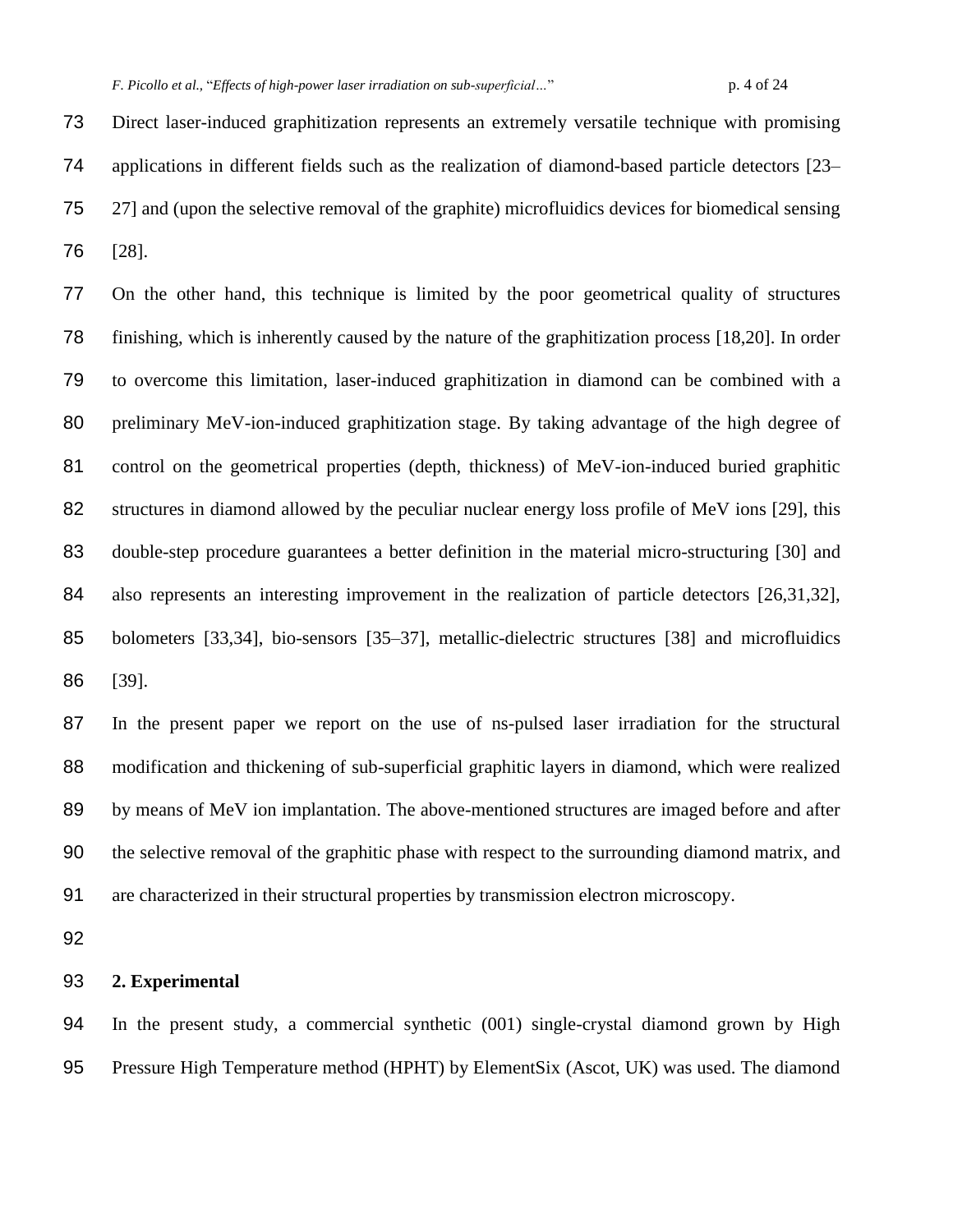Direct laser-induced graphitization represents an extremely versatile technique with promising applications in different fields such as the realization of diamond-based particle detectors [23–27] and (upon the selective removal of the graphite) microfluidics devices for biomedical sensing [28].

On the other hand, this technique is limited by the poor geometrical quality of structures finishing, which is inherently caused by the nature of the graphitization process [18,20]. In order to overcome this limitation, laser-induced graphitization in diamond can be combined with a preliminary MeV-ion-induced graphitization stage. By taking advantage of the high degree of control on the geometrical properties (depth, thickness) of MeV-ion-induced buried graphitic structures in diamond allowed by the peculiar nuclear energy loss profile of MeV ions [29], this double-step procedure guarantees a better definition in the material micro-structuring [30] and also represents an interesting improvement in the realization of particle detectors [26,31,32], bolometers [33,34], bio-sensors [35–37], metallic-dielectric structures [38] and microfluidics [39].

In the present paper we report on the use of ns-pulsed laser irradiation for the structural modification and thickening of sub-superficial graphitic layers in diamond, which were realized by means of MeV ion implantation. The above-mentioned structures are imaged before and after the selective removal of the graphitic phase with respect to the surrounding diamond matrix, and are characterized in their structural properties by transmission electron microscopy.

## 2. Experimental

In the present study, a commercial synthetic (001) single-crystal diamond grown by High Pressure High Temperature method (HPHT) by ElementSix (Ascot, UK) was used. The diamond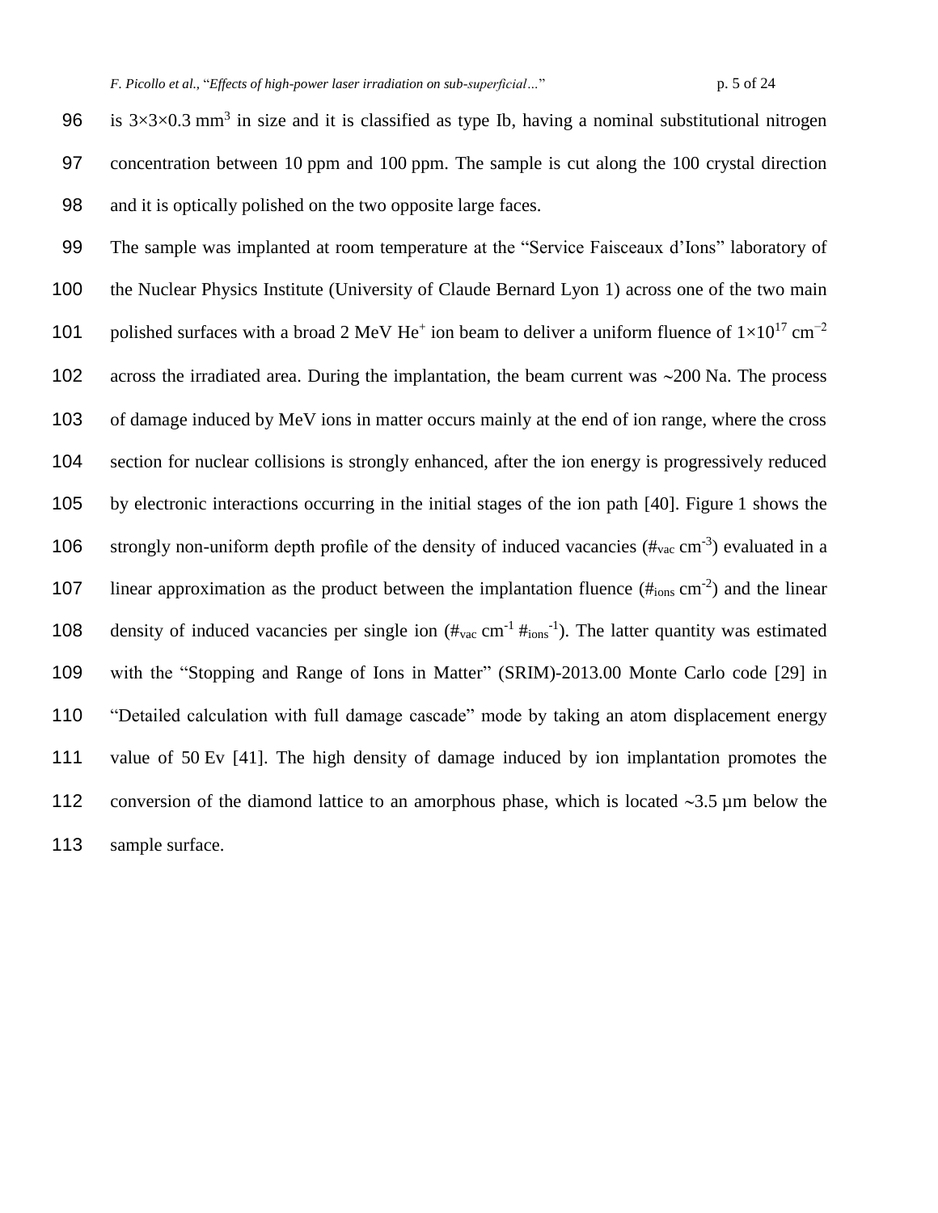is $3\times3\times0.3$ mm$^3$ in size and it is classified as type Ib, having a nominal substitutional nitrogen concentration between 10 ppm and 100 ppm. The sample is cut along the 100 crystal direction and it is optically polished on the two opposite large faces.

The sample was implanted at room temperature at the "Service Faisceaux d'Ions" laboratory of the Nuclear Physics Institute (University of Claude Bernard Lyon 1) across one of the two main polished surfaces with a broad 2 MeV $He^+$ ion beam to deliver a uniform fluence of $1\times10^{17}$ cm$^{-2}$ across the irradiated area. During the implantation, the beam current was ~200 Na. The process of damage induced by MeV ions in matter occurs mainly at the end of ion range, where the cross section for nuclear collisions is strongly enhanced, after the ion energy is progressively reduced by electronic interactions occurring in the initial stages of the ion path [40]. Figure 1 shows the strongly non-uniform depth profile of the density of induced vacancies ($\#_{vac}$ cm$^{-3}$) evaluated in a linear approximation as the product between the implantation fluence ($\#_{ions}$ cm$^{-2}$) and the linear density of induced vacancies per single ion ($\#_{vac}$ cm$^{-1}$ $\#_{ions}^{-1}$). The latter quantity was estimated with the "Stopping and Range of Ions in Matter" (SRIM)-2013.00 Monte Carlo code [29] in "Detailed calculation with full damage cascade" mode by taking an atom displacement energy value of 50 Ev [41]. The high density of damage induced by ion implantation promotes the conversion of the diamond lattice to an amorphous phase, which is located ~3.5 µm below the sample surface.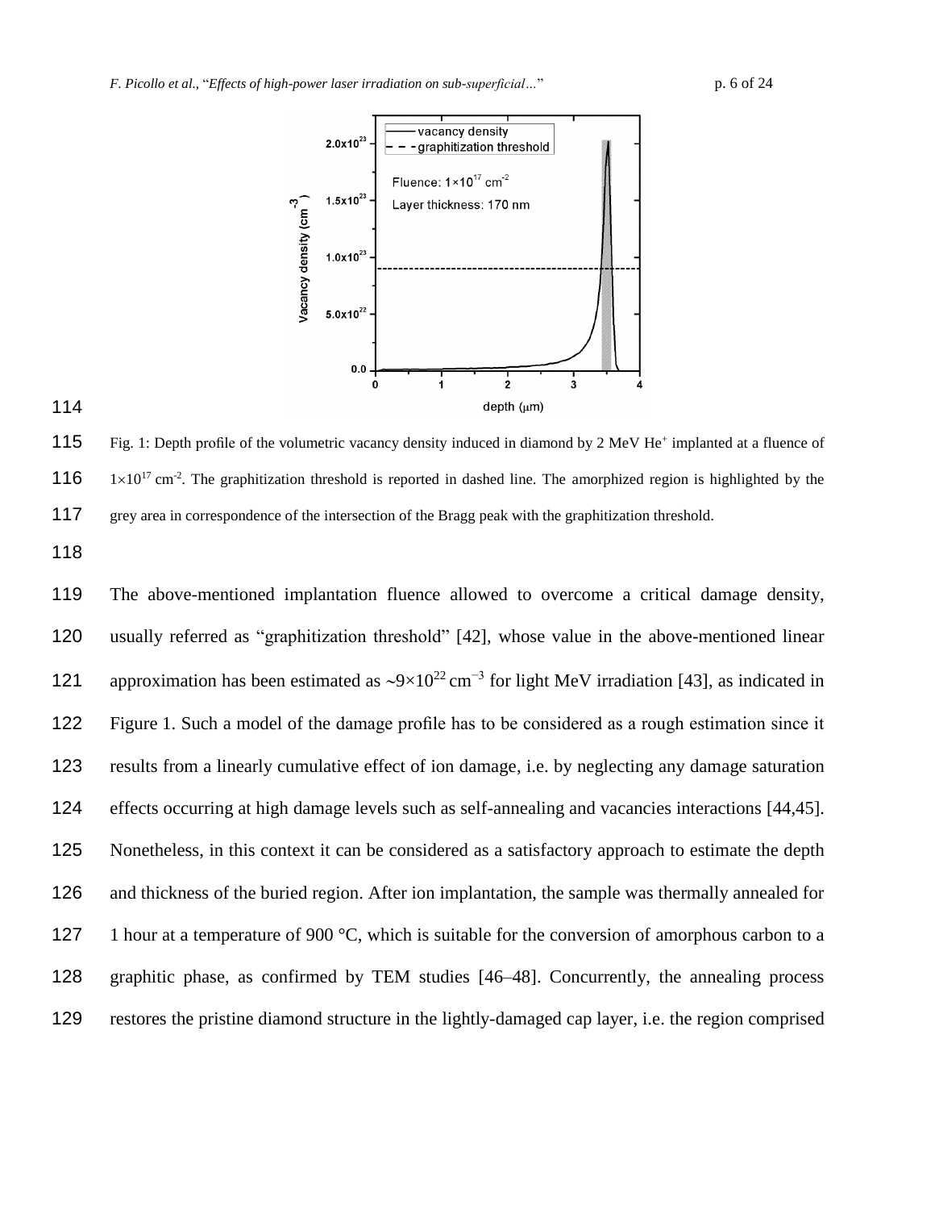Fig. 1: Depth profile of the volumetric vacancy density induced in diamond by 2 MeV $He^+$ implanted at a fluence of $1\times10^{17}$ cm$^{-2}$. The graphitization threshold is reported in dashed line. The amorphized region is highlighted by the grey area in correspondence of the intersection of the Bragg peak with the graphitization threshold.

The above-mentioned implantation fluence allowed to overcome a critical damage density, usually referred as "graphitization threshold" [42], whose value in the above-mentioned linear approximation has been estimated as $\sim 9\times10^{22}$ cm$^{-3}$ for light MeV irradiation [43], as indicated in Figure 1. Such a model of the damage profile has to be considered as a rough estimation since it results from a linearly cumulative effect of ion damage, i.e. by neglecting any damage saturation effects occurring at high damage levels such as self-annealing and vacancies interactions [44,45]. Nonetheless, in this context it can be considered as a satisfactory approach to estimate the depth and thickness of the buried region. After ion implantation, the sample was thermally annealed for 1 hour at a temperature of 900 °C, which is suitable for the conversion of amorphous carbon to a graphitic phase, as confirmed by TEM studies [46–48]. Concurrently, the annealing process restores the pristine diamond structure in the lightly-damaged cap layer, i.e. the region comprised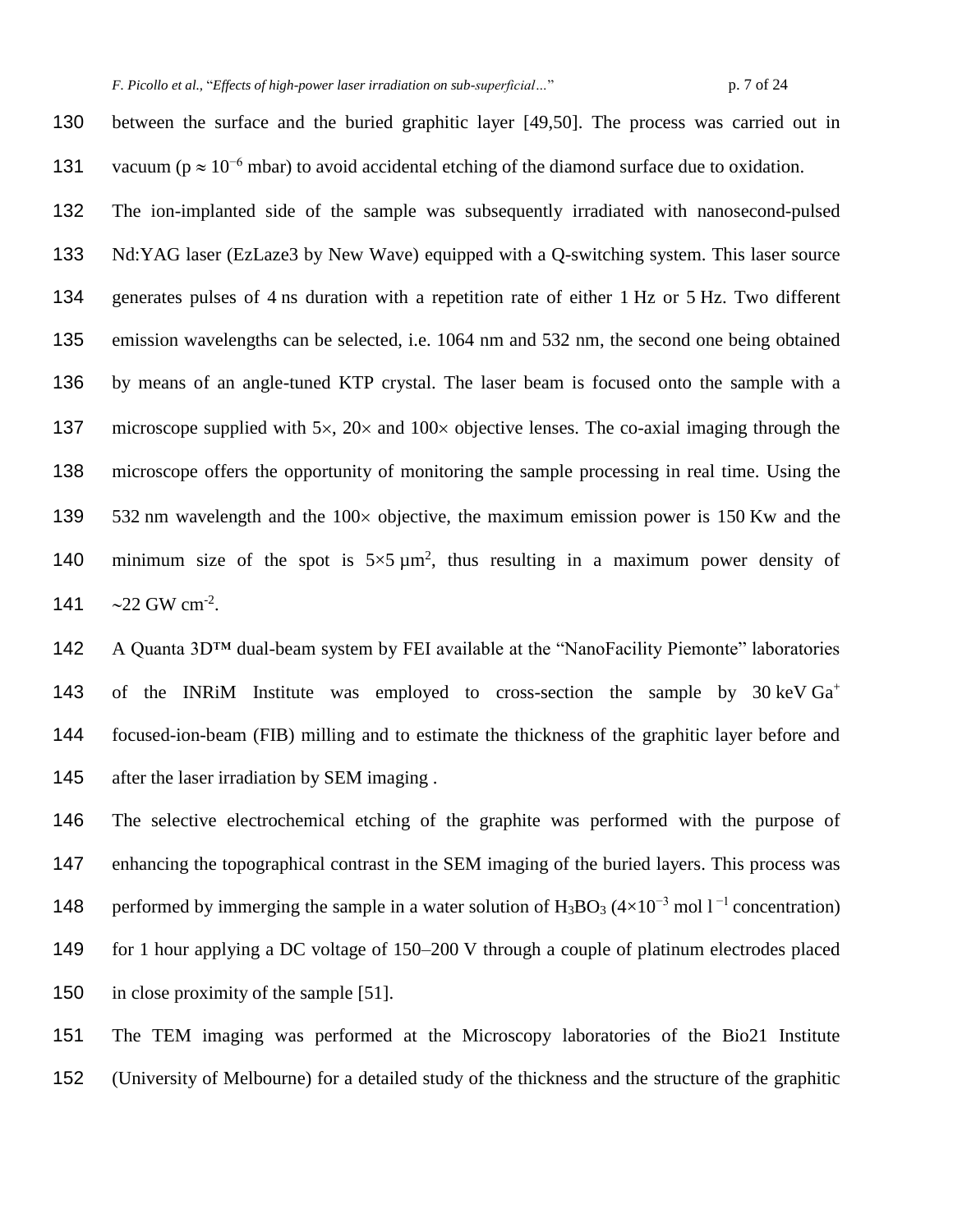between the surface and the buried graphitic layer [49,50]. The process was carried out in vacuum ($p \approx 10^{-6}$ mbar) to avoid accidental etching of the diamond surface due to oxidation.

The ion-implanted side of the sample was subsequently irradiated with nanosecond-pulsed Nd:YAG laser (EzLaze3 by New Wave) equipped with a Q-switching system. This laser source generates pulses of 4 ns duration with a repetition rate of either 1 Hz or 5 Hz. Two different emission wavelengths can be selected, i.e. 1064 nm and 532 nm, the second one being obtained by means of an angle-tuned KTP crystal. The laser beam is focused onto the sample with a microscope supplied with 5×, 20× and 100× objective lenses. The co-axial imaging through the microscope offers the opportunity of monitoring the sample processing in real time. Using the 532 nm wavelength and the 100× objective, the maximum emission power is 150 Kw and the minimum size of the spot is $5 \times 5\ \mu m^2$, thus resulting in a maximum power density of ~22 GW $cm^{-2}$.

A Quanta 3D™ dual-beam system by FEI available at the "NanoFacility Piemonte" laboratories of the INRiM Institute was employed to cross-section the sample by 30 keV $Ga^+$ focused-ion-beam (FIB) milling and to estimate the thickness of the graphitic layer before and after the laser irradiation by SEM imaging .

The selective electrochemical etching of the graphite was performed with the purpose of enhancing the topographical contrast in the SEM imaging of the buried layers. This process was performed by immerging the sample in a water solution of $H_3BO_3$ ($4 \times 10^{-3}$ mol $l^{-1}$ concentration) for 1 hour applying a DC voltage of 150–200 V through a couple of platinum electrodes placed in close proximity of the sample [51].

The TEM imaging was performed at the Microscopy laboratories of the Bio21 Institute (University of Melbourne) for a detailed study of the thickness and the structure of the graphitic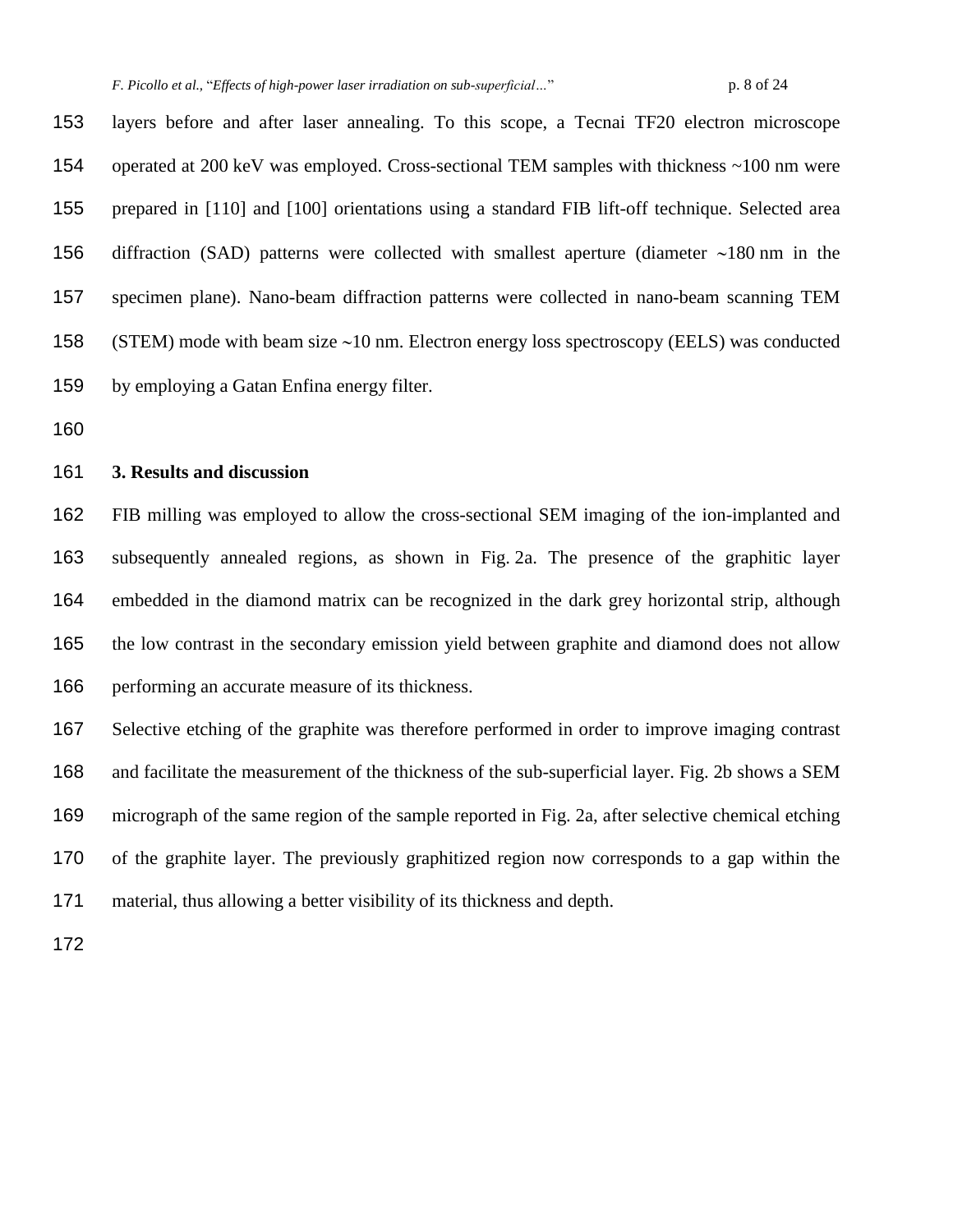layers before and after laser annealing. To this scope, a Tecnai TF20 electron microscope operated at 200 keV was employed. Cross-sectional TEM samples with thickness ~100 nm were prepared in [110] and [100] orientations using a standard FIB lift-off technique. Selected area diffraction (SAD) patterns were collected with smallest aperture (diameter ∼180 nm in the specimen plane). Nano-beam diffraction patterns were collected in nano-beam scanning TEM (STEM) mode with beam size ∼10 nm. Electron energy loss spectroscopy (EELS) was conducted by employing a Gatan Enfina energy filter.

## 3. Results and discussion

FIB milling was employed to allow the cross-sectional SEM imaging of the ion-implanted and subsequently annealed regions, as shown in Fig. 2a. The presence of the graphitic layer embedded in the diamond matrix can be recognized in the dark grey horizontal strip, although the low contrast in the secondary emission yield between graphite and diamond does not allow performing an accurate measure of its thickness.

Selective etching of the graphite was therefore performed in order to improve imaging contrast and facilitate the measurement of the thickness of the sub-superficial layer. Fig. 2b shows a SEM micrograph of the same region of the sample reported in Fig. 2a, after selective chemical etching of the graphite layer. The previously graphitized region now corresponds to a gap within the material, thus allowing a better visibility of its thickness and depth.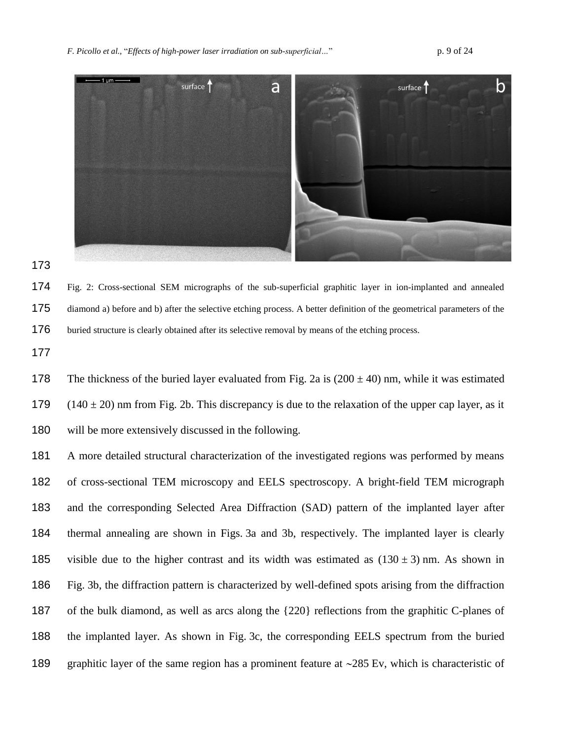Fig. 2: Cross-sectional SEM micrographs of the sub-superficial graphitic layer in ion-implanted and annealed diamond a) before and b) after the selective etching process. A better definition of the geometrical parameters of the buried structure is clearly obtained after its selective removal by means of the etching process.

The thickness of the buried layer evaluated from Fig. 2a is (200 ± 40) nm, while it was estimated (140 ± 20) nm from Fig. 2b. This discrepancy is due to the relaxation of the upper cap layer, as it will be more extensively discussed in the following.

A more detailed structural characterization of the investigated regions was performed by means of cross-sectional TEM microscopy and EELS spectroscopy. A bright-field TEM micrograph and the corresponding Selected Area Diffraction (SAD) pattern of the implanted layer after thermal annealing are shown in Figs. 3a and 3b, respectively. The implanted layer is clearly visible due to the higher contrast and its width was estimated as (130 ± 3) nm. As shown in Fig. 3b, the diffraction pattern is characterized by well-defined spots arising from the diffraction of the bulk diamond, as well as arcs along the {220} reflections from the graphitic C-planes of the implanted layer. As shown in Fig. 3c, the corresponding EELS spectrum from the buried graphitic layer of the same region has a prominent feature at ~285 Ev, which is characteristic of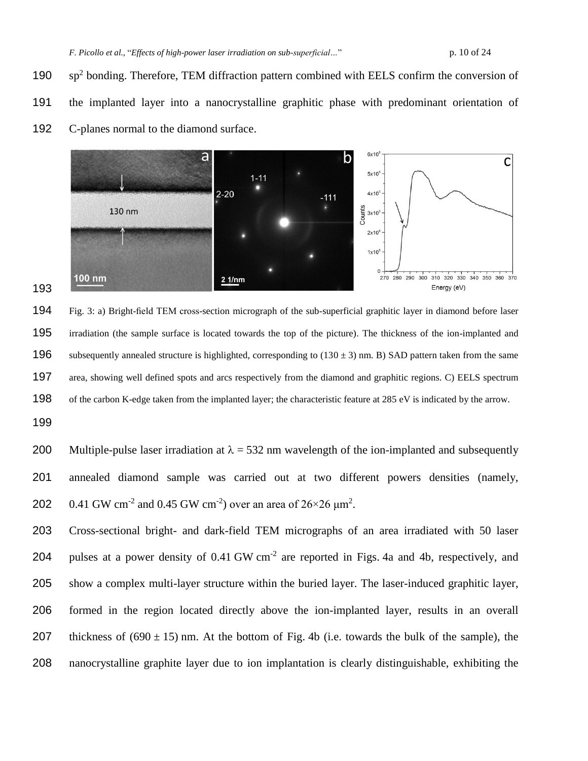$sp^2$ bonding. Therefore, TEM diffraction pattern combined with EELS confirm the conversion of the implanted layer into a nanocrystalline graphitic phase with predominant orientation of C-planes normal to the diamond surface.

Fig. 3: a) Bright-field TEM cross-section micrograph of the sub-superficial graphitic layer in diamond before laser irradiation (the sample surface is located towards the top of the picture). The thickness of the ion-implanted and subsequently annealed structure is highlighted, corresponding to (130 ± 3) nm. B) SAD pattern taken from the same area, showing well defined spots and arcs respectively from the diamond and graphitic regions. C) EELS spectrum of the carbon K-edge taken from the implanted layer; the characteristic feature at 285 eV is indicated by the arrow.

Multiple-pulse laser irradiation at $\lambda = 532$ nm wavelength of the ion-implanted and subsequently annealed diamond sample was carried out at two different powers densities (namely, 0.41 GW $cm^{-2}$ and 0.45 GW $cm^{-2}$) over an area of $26 \times 26$ $\mu m^2$.

Cross-sectional bright- and dark-field TEM micrographs of an area irradiated with 50 laser pulses at a power density of 0.41 GW $cm^{-2}$ are reported in Figs. 4a and 4b, respectively, and show a complex multi-layer structure within the buried layer. The laser-induced graphitic layer, formed in the region located directly above the ion-implanted layer, results in an overall thickness of (690 ± 15) nm. At the bottom of Fig. 4b (i.e. towards the bulk of the sample), the nanocrystalline graphite layer due to ion implantation is clearly distinguishable, exhibiting the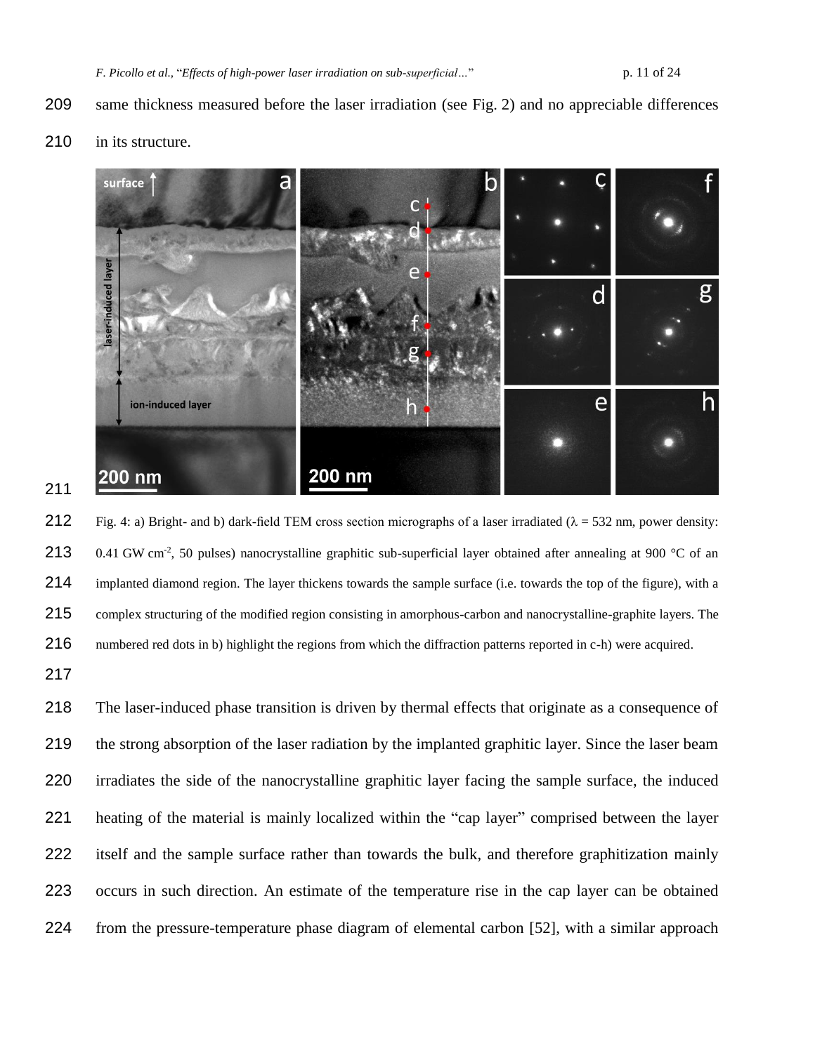same thickness measured before the laser irradiation (see Fig. 2) and no appreciable differences in its structure.

Fig. 4: a) Bright- and b) dark-field TEM cross section micrographs of a laser irradiated ($\lambda$ = 532 nm, power density: 0.41 GW cm$^{-2}$, 50 pulses) nanocrystalline graphitic sub-superficial layer obtained after annealing at 900 °C of an implanted diamond region. The layer thickens towards the sample surface (i.e. towards the top of the figure), with a complex structuring of the modified region consisting in amorphous-carbon and nanocrystalline-graphite layers. The numbered red dots in b) highlight the regions from which the diffraction patterns reported in c-h) were acquired.

The laser-induced phase transition is driven by thermal effects that originate as a consequence of the strong absorption of the laser radiation by the implanted graphitic layer. Since the laser beam irradiates the side of the nanocrystalline graphitic layer facing the sample surface, the induced heating of the material is mainly localized within the "cap layer" comprised between the layer itself and the sample surface rather than towards the bulk, and therefore graphitization mainly occurs in such direction. An estimate of the temperature rise in the cap layer can be obtained from the pressure-temperature phase diagram of elemental carbon [52], with a similar approach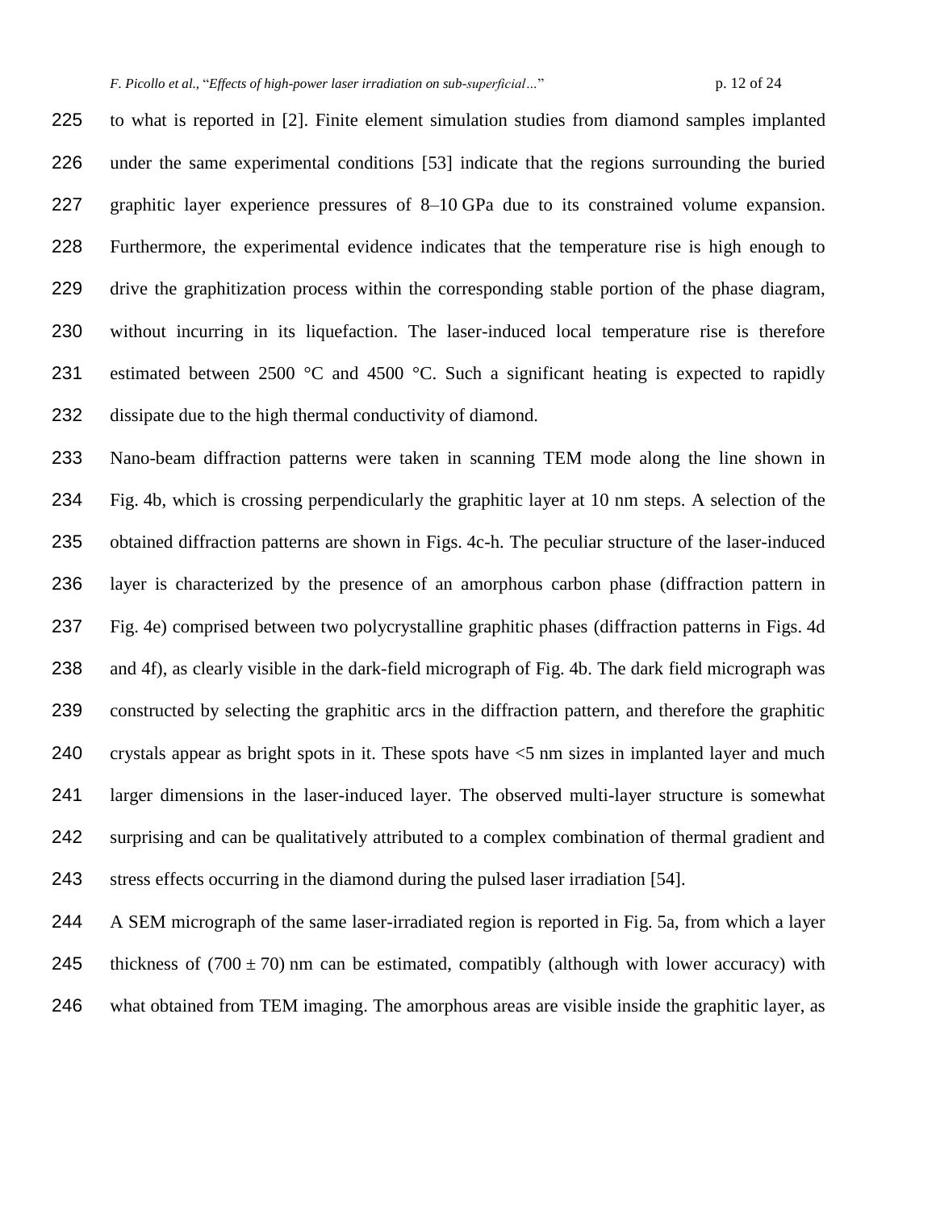to what is reported in [2]. Finite element simulation studies from diamond samples implanted under the same experimental conditions [53] indicate that the regions surrounding the buried graphitic layer experience pressures of 8–10 GPa due to its constrained volume expansion. Furthermore, the experimental evidence indicates that the temperature rise is high enough to drive the graphitization process within the corresponding stable portion of the phase diagram, without incurring in its liquefaction. The laser-induced local temperature rise is therefore estimated between 2500 °C and 4500 °C. Such a significant heating is expected to rapidly dissipate due to the high thermal conductivity of diamond.

Nano-beam diffraction patterns were taken in scanning TEM mode along the line shown in Fig. 4b, which is crossing perpendicularly the graphitic layer at 10 nm steps. A selection of the obtained diffraction patterns are shown in Figs. 4c-h. The peculiar structure of the laser-induced layer is characterized by the presence of an amorphous carbon phase (diffraction pattern in Fig. 4e) comprised between two polycrystalline graphitic phases (diffraction patterns in Figs. 4d and 4f), as clearly visible in the dark-field micrograph of Fig. 4b. The dark field micrograph was constructed by selecting the graphitic arcs in the diffraction pattern, and therefore the graphitic crystals appear as bright spots in it. These spots have <5 nm sizes in implanted layer and much larger dimensions in the laser-induced layer. The observed multi-layer structure is somewhat surprising and can be qualitatively attributed to a complex combination of thermal gradient and stress effects occurring in the diamond during the pulsed laser irradiation [54].

A SEM micrograph of the same laser-irradiated region is reported in Fig. 5a, from which a layer thickness of $(700 \pm 70)$ nm can be estimated, compatibly (although with lower accuracy) with what obtained from TEM imaging. The amorphous areas are visible inside the graphitic layer, as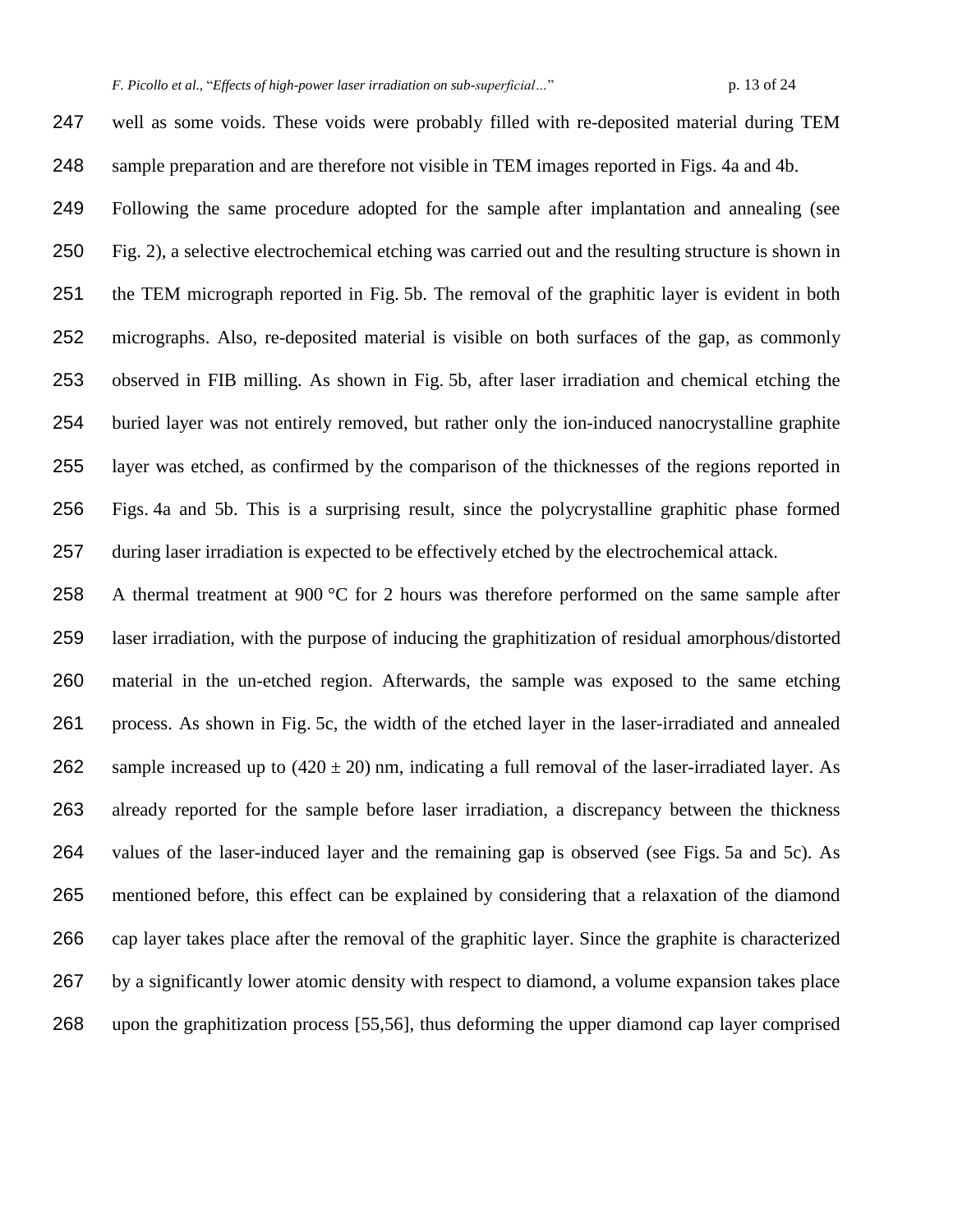well as some voids. These voids were probably filled with re-deposited material during TEM sample preparation and are therefore not visible in TEM images reported in Figs. 4a and 4b.

Following the same procedure adopted for the sample after implantation and annealing (see Fig. 2), a selective electrochemical etching was carried out and the resulting structure is shown in the TEM micrograph reported in Fig. 5b. The removal of the graphitic layer is evident in both micrographs. Also, re-deposited material is visible on both surfaces of the gap, as commonly observed in FIB milling. As shown in Fig. 5b, after laser irradiation and chemical etching the buried layer was not entirely removed, but rather only the ion-induced nanocrystalline graphite layer was etched, as confirmed by the comparison of the thicknesses of the regions reported in Figs. 4a and 5b. This is a surprising result, since the polycrystalline graphitic phase formed during laser irradiation is expected to be effectively etched by the electrochemical attack.

A thermal treatment at 900 °C for 2 hours was therefore performed on the same sample after laser irradiation, with the purpose of inducing the graphitization of residual amorphous/distorted material in the un-etched region. Afterwards, the sample was exposed to the same etching process. As shown in Fig. 5c, the width of the etched layer in the laser-irradiated and annealed sample increased up to $(420 \pm 20)$ nm, indicating a full removal of the laser-irradiated layer. As already reported for the sample before laser irradiation, a discrepancy between the thickness values of the laser-induced layer and the remaining gap is observed (see Figs. 5a and 5c). As mentioned before, this effect can be explained by considering that a relaxation of the diamond cap layer takes place after the removal of the graphitic layer. Since the graphite is characterized by a significantly lower atomic density with respect to diamond, a volume expansion takes place upon the graphitization process [55,56], thus deforming the upper diamond cap layer comprised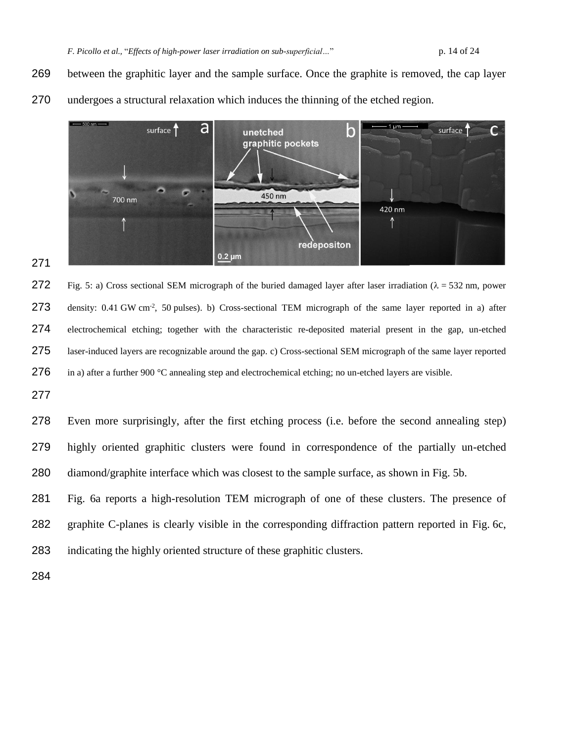between the graphitic layer and the sample surface. Once the graphite is removed, the cap layer undergoes a structural relaxation which induces the thinning of the etched region.

Fig. 5: a) Cross sectional SEM micrograph of the buried damaged layer after laser irradiation ($\lambda$ = 532 nm, power density: 0.41 GW cm$^{-2}$, 50 pulses). b) Cross-sectional TEM micrograph of the same layer reported in a) after electrochemical etching; together with the characteristic re-deposited material present in the gap, un-etched laser-induced layers are recognizable around the gap. c) Cross-sectional SEM micrograph of the same layer reported in a) after a further 900 °C annealing step and electrochemical etching; no un-etched layers are visible.

Even more surprisingly, after the first etching process (i.e. before the second annealing step) highly oriented graphitic clusters were found in correspondence of the partially un-etched diamond/graphite interface which was closest to the sample surface, as shown in Fig. 5b.

Fig. 6a reports a high-resolution TEM micrograph of one of these clusters. The presence of graphite C-planes is clearly visible in the corresponding diffraction pattern reported in Fig. 6c, indicating the highly oriented structure of these graphitic clusters.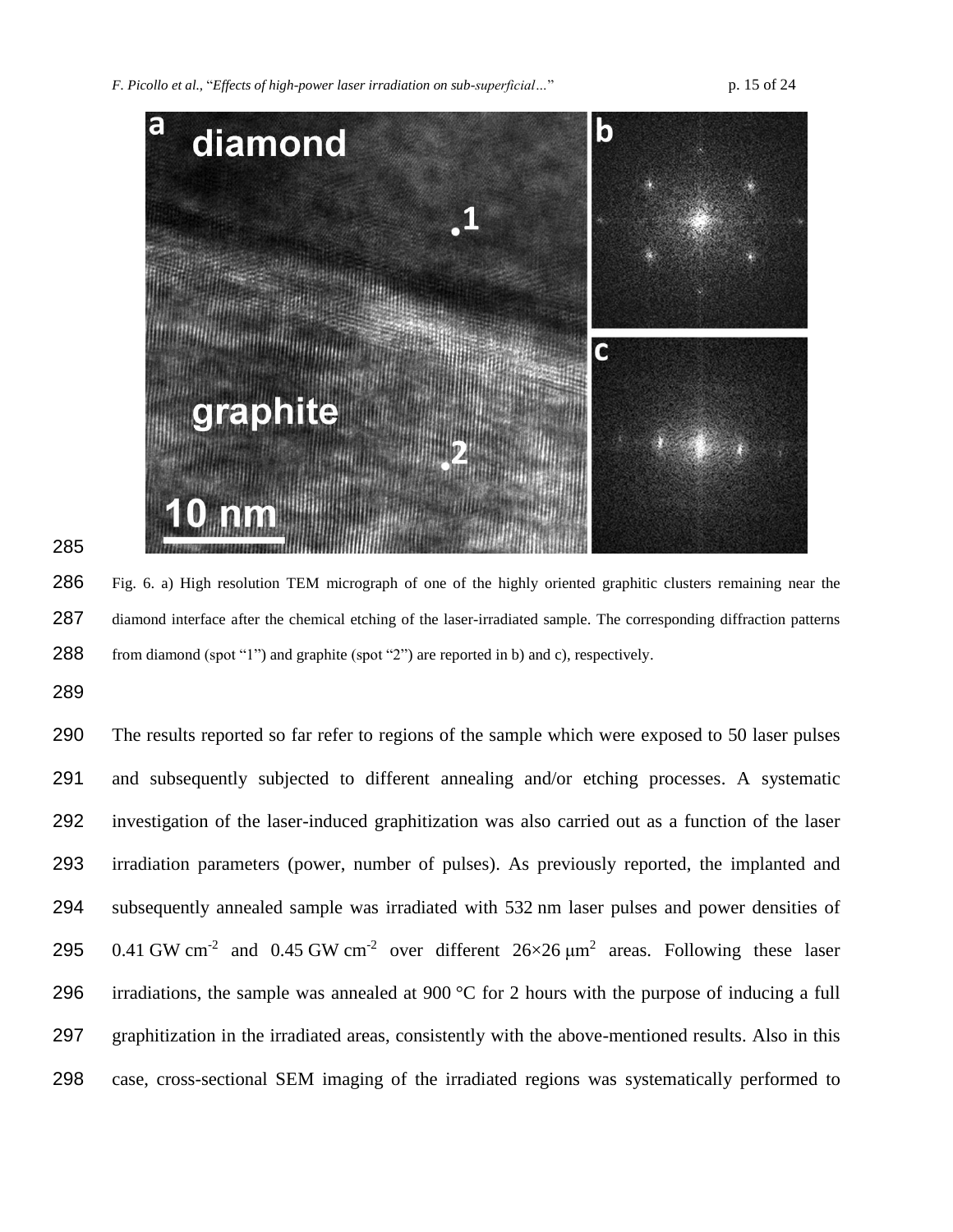Fig. 6. a) High resolution TEM micrograph of one of the highly oriented graphitic clusters remaining near the diamond interface after the chemical etching of the laser-irradiated sample. The corresponding diffraction patterns from diamond (spot "1") and graphite (spot "2") are reported in b) and c), respectively.

The results reported so far refer to regions of the sample which were exposed to 50 laser pulses and subsequently subjected to different annealing and/or etching processes. A systematic investigation of the laser-induced graphitization was also carried out as a function of the laser irradiation parameters (power, number of pulses). As previously reported, the implanted and subsequently annealed sample was irradiated with 532 nm laser pulses and power densities of 0.41 GW cm$^{-2}$ and 0.45 GW cm$^{-2}$ over different 26×26 μm$^{2}$ areas. Following these laser irradiations, the sample was annealed at 900 °C for 2 hours with the purpose of inducing a full graphitization in the irradiated areas, consistently with the above-mentioned results. Also in this case, cross-sectional SEM imaging of the irradiated regions was systematically performed to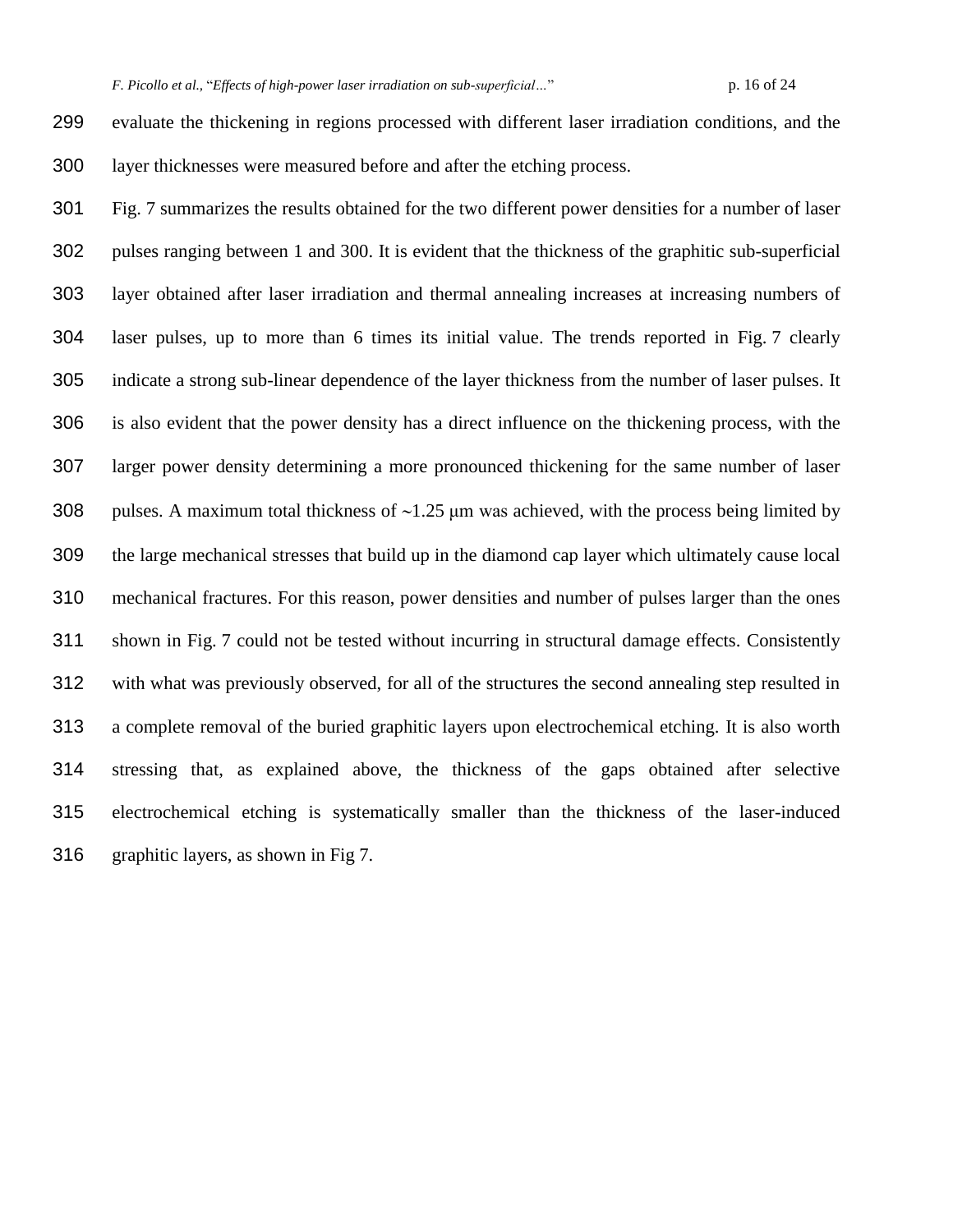evaluate the thickening in regions processed with different laser irradiation conditions, and the layer thicknesses were measured before and after the etching process.

Fig. 7 summarizes the results obtained for the two different power densities for a number of laser pulses ranging between 1 and 300. It is evident that the thickness of the graphitic sub-superficial layer obtained after laser irradiation and thermal annealing increases at increasing numbers of laser pulses, up to more than 6 times its initial value. The trends reported in Fig. 7 clearly indicate a strong sub-linear dependence of the layer thickness from the number of laser pulses. It is also evident that the power density has a direct influence on the thickening process, with the larger power density determining a more pronounced thickening for the same number of laser pulses. A maximum total thickness of ∼1.25 μm was achieved, with the process being limited by the large mechanical stresses that build up in the diamond cap layer which ultimately cause local mechanical fractures. For this reason, power densities and number of pulses larger than the ones shown in Fig. 7 could not be tested without incurring in structural damage effects. Consistently with what was previously observed, for all of the structures the second annealing step resulted in a complete removal of the buried graphitic layers upon electrochemical etching. It is also worth stressing that, as explained above, the thickness of the gaps obtained after selective electrochemical etching is systematically smaller than the thickness of the laser-induced graphitic layers, as shown in Fig 7.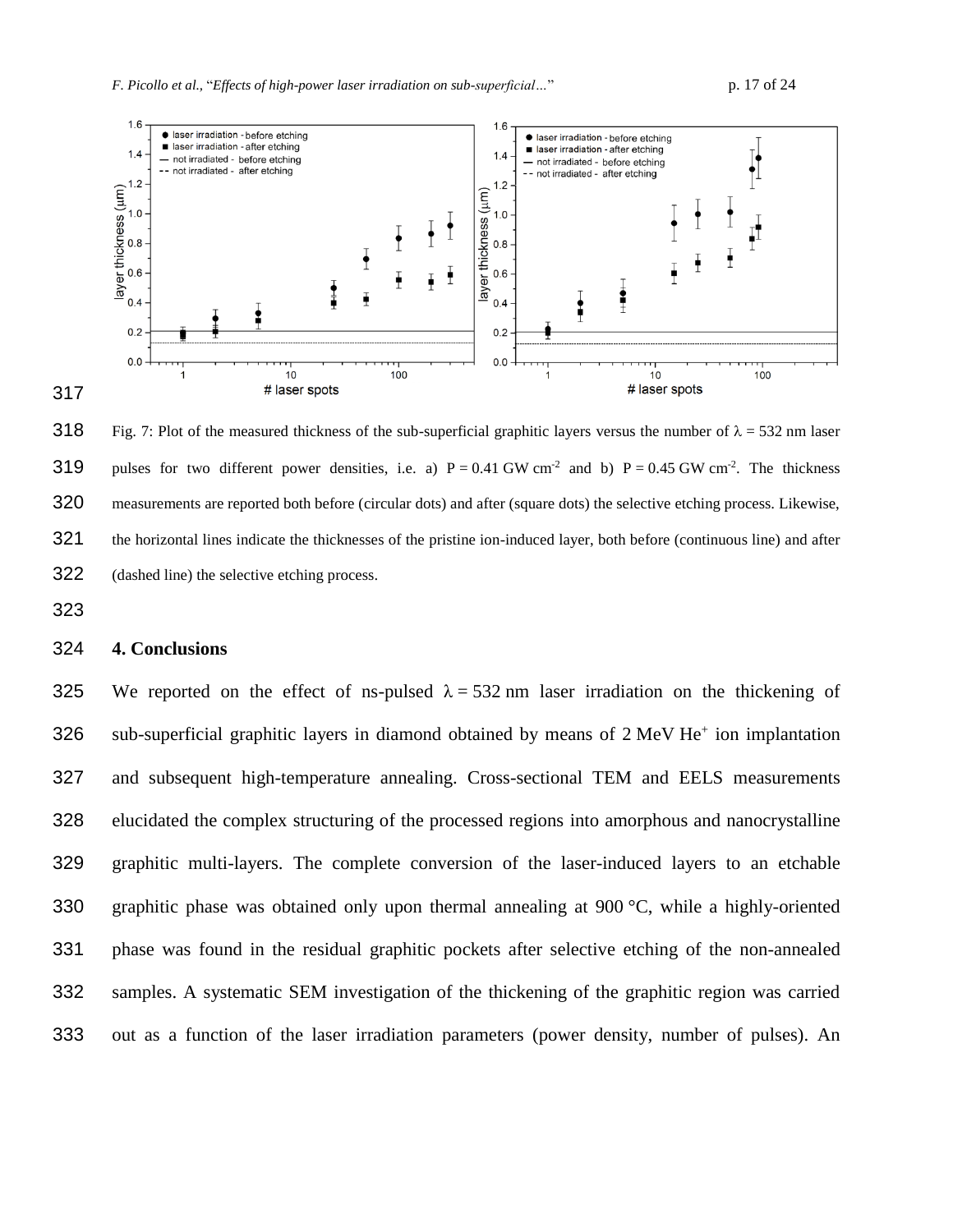Fig. 7: Plot of the measured thickness of the sub-superficial graphitic layers versus the number of $\lambda$ = 532 nm laser pulses for two different power densities, i.e. a) P = 0.41 GW cm$^{-2}$ and b) P = 0.45 GW cm$^{-2}$. The thickness measurements are reported both before (circular dots) and after (square dots) the selective etching process. Likewise, the horizontal lines indicate the thicknesses of the pristine ion-induced layer, both before (continuous line) and after (dashed line) the selective etching process.

## 4. Conclusions

We reported on the effect of ns-pulsed $\lambda$ = 532 nm laser irradiation on the thickening of sub-superficial graphitic layers in diamond obtained by means of 2 MeV $He^+$ ion implantation and subsequent high-temperature annealing. Cross-sectional TEM and EELS measurements elucidated the complex structuring of the processed regions into amorphous and nanocrystalline graphitic multi-layers. The complete conversion of the laser-induced layers to an etchable graphitic phase was obtained only upon thermal annealing at 900 °C, while a highly-oriented phase was found in the residual graphitic pockets after selective etching of the non-annealed samples. A systematic SEM investigation of the thickening of the graphitic region was carried out as a function of the laser irradiation parameters (power density, number of pulses). An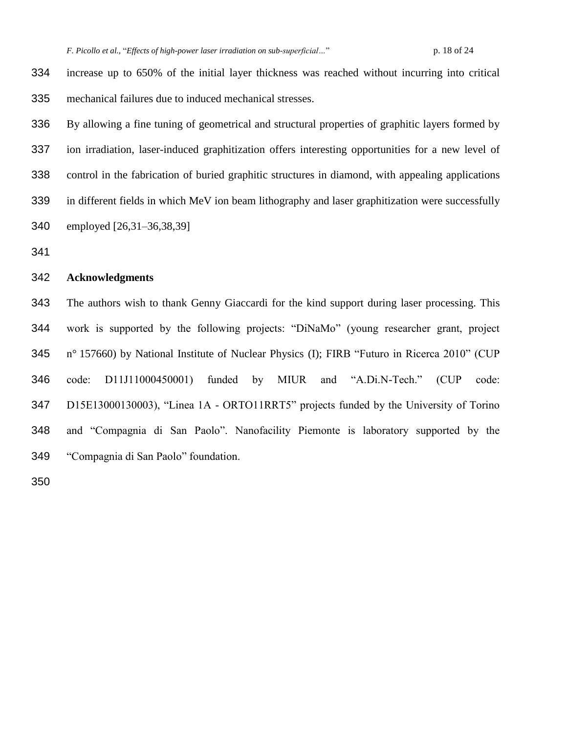increase up to 650% of the initial layer thickness was reached without incurring into critical mechanical failures due to induced mechanical stresses.

By allowing a fine tuning of geometrical and structural properties of graphitic layers formed by ion irradiation, laser-induced graphitization offers interesting opportunities for a new level of control in the fabrication of buried graphitic structures in diamond, with appealing applications in different fields in which MeV ion beam lithography and laser graphitization were successfully employed [26,31–36,38,39]

## Acknowledgments

The authors wish to thank Genny Giaccardi for the kind support during laser processing. This work is supported by the following projects: "DiNaMo" (young researcher grant, project n° 157660) by National Institute of Nuclear Physics (I); FIRB "Futuro in Ricerca 2010" (CUP code: D11J11000450001) funded by MIUR and "A.Di.N-Tech." (CUP code: D15E13000130003), "Linea 1A - ORTO11RRT5" projects funded by the University of Torino and "Compagnia di San Paolo". Nanofacility Piemonte is laboratory supported by the "Compagnia di San Paolo" foundation.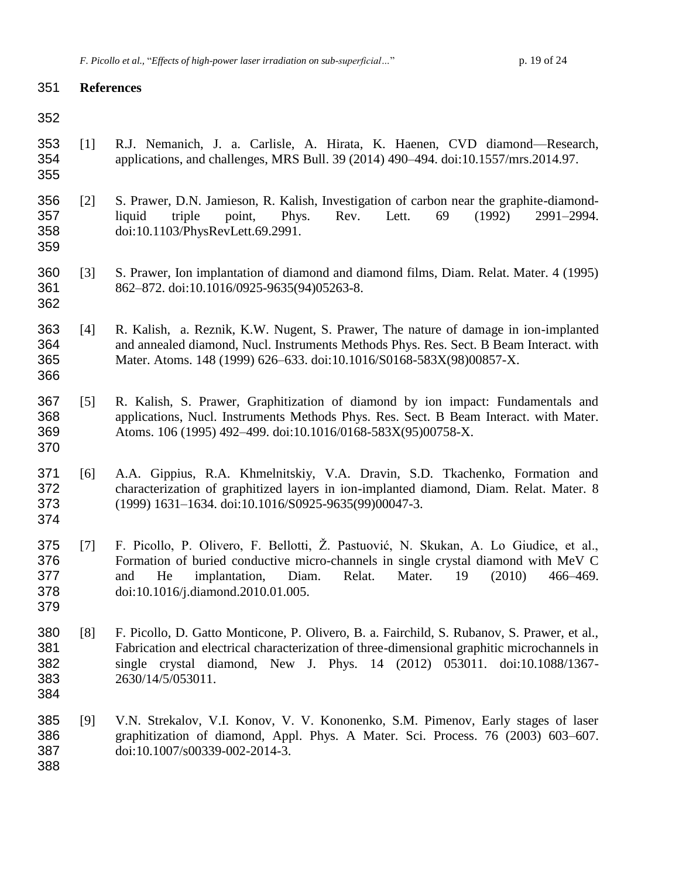## References

[1] R.J. Nemanich, J. a. Carlisle, A. Hirata, K. Haenen, CVD diamond—Research, applications, and challenges, MRS Bull. 39 (2014) 490–494. doi:10.1557/mrs.2014.97.

[2] S. Prawer, D.N. Jamieson, R. Kalish, Investigation of carbon near the graphite-diamond-liquid triple point, Phys. Rev. Lett. 69 (1992) 2991–2994. doi:10.1103/PhysRevLett.69.2991.

[3] S. Prawer, Ion implantation of diamond and diamond films, Diam. Relat. Mater. 4 (1995) 862–872. doi:10.1016/0925-9635(94)05263-8.

[4] R. Kalish, a. Reznik, K.W. Nugent, S. Prawer, The nature of damage in ion-implanted and annealed diamond, Nucl. Instruments Methods Phys. Res. Sect. B Beam Interact. with Mater. Atoms. 148 (1999) 626–633. doi:10.1016/S0168-583X(98)00857-X.

[5] R. Kalish, S. Prawer, Graphitization of diamond by ion impact: Fundamentals and applications, Nucl. Instruments Methods Phys. Res. Sect. B Beam Interact. with Mater. Atoms. 106 (1995) 492–499. doi:10.1016/0168-583X(95)00758-X.

[6] A.A. Gippius, R.A. Khmelnitskiy, V.A. Dravin, S.D. Tkachenko, Formation and characterization of graphitized layers in ion-implanted diamond, Diam. Relat. Mater. 8 (1999) 1631–1634. doi:10.1016/S0925-9635(99)00047-3.

[7] F. Picollo, P. Olivero, F. Bellotti, Ž. Pastuović, N. Skukan, A. Lo Giudice, et al., Formation of buried conductive micro-channels in single crystal diamond with MeV C and He implantation, Diam. Relat. Mater. 19 (2010) 466–469. doi:10.1016/j.diamond.2010.01.005.

[8] F. Picollo, D. Gatto Monticone, P. Olivero, B. a. Fairchild, S. Rubanov, S. Prawer, et al., Fabrication and electrical characterization of three-dimensional graphitic microchannels in single crystal diamond, New J. Phys. 14 (2012) 053011. doi:10.1088/1367-2630/14/5/053011.

[9] V.N. Strekalov, V.I. Konov, V. V. Kononenko, S.M. Pimenov, Early stages of laser graphitization of diamond, Appl. Phys. A Mater. Sci. Process. 76 (2003) 603–607. doi:10.1007/s00339-002-2014-3.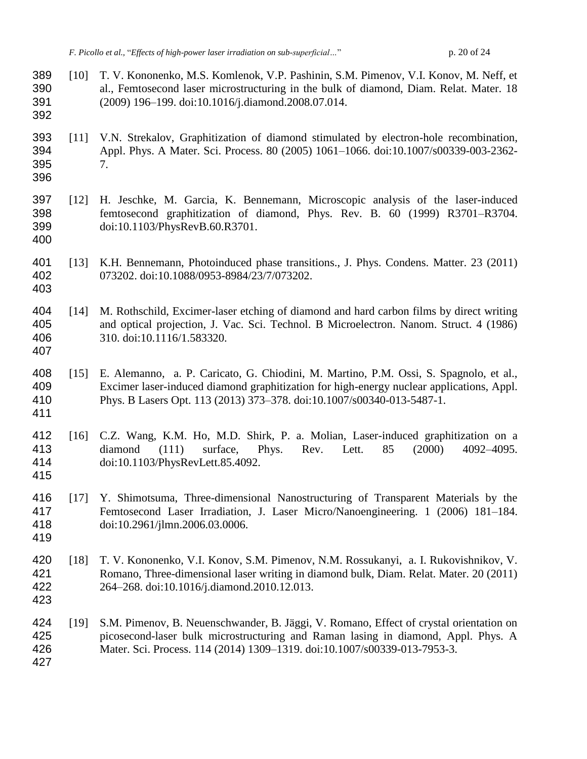[10] T. V. Kononenko, M.S. Komlenok, V.P. Pashinin, S.M. Pimenov, V.I. Konov, M. Neff, et al., Femtosecond laser microstructuring in the bulk of diamond, Diam. Relat. Mater. 18 (2009) 196–199. doi:10.1016/j.diamond.2008.07.014.

[11] V.N. Strekalov, Graphitization of diamond stimulated by electron-hole recombination, Appl. Phys. A Mater. Sci. Process. 80 (2005) 1061–1066. doi:10.1007/s00339-003-2362-7.

[12] H. Jeschke, M. Garcia, K. Bennemann, Microscopic analysis of the laser-induced femtosecond graphitization of diamond, Phys. Rev. B. 60 (1999) R3701–R3704. doi:10.1103/PhysRevB.60.R3701.

[13] K.H. Bennemann, Photoinduced phase transitions., J. Phys. Condens. Matter. 23 (2011) 073202. doi:10.1088/0953-8984/23/7/073202.

[14] M. Rothschild, Excimer-laser etching of diamond and hard carbon films by direct writing and optical projection, J. Vac. Sci. Technol. B Microelectron. Nanom. Struct. 4 (1986) 310. doi:10.1116/1.583320.

[15] E. Alemanno, a. P. Caricato, G. Chiodini, M. Martino, P.M. Ossi, S. Spagnolo, et al., Excimer laser-induced diamond graphitization for high-energy nuclear applications, Appl. Phys. B Lasers Opt. 113 (2013) 373–378. doi:10.1007/s00340-013-5487-1.

[16] C.Z. Wang, K.M. Ho, M.D. Shirk, P. a. Molian, Laser-induced graphitization on a diamond (111) surface, Phys. Rev. Lett. 85 (2000) 4092–4095. doi:10.1103/PhysRevLett.85.4092.

[17] Y. Shimotsuma, Three-dimensional Nanostructuring of Transparent Materials by the Femtosecond Laser Irradiation, J. Laser Micro/Nanoengineering. 1 (2006) 181–184. doi:10.2961/jlmn.2006.03.0006.

[18] T. V. Kononenko, V.I. Konov, S.M. Pimenov, N.M. Rossukanyi, a. I. Rukovishnikov, V. Romano, Three-dimensional laser writing in diamond bulk, Diam. Relat. Mater. 20 (2011) 264–268. doi:10.1016/j.diamond.2010.12.013.

[19] S.M. Pimenov, B. Neuenschwander, B. Jäggi, V. Romano, Effect of crystal orientation on picosecond-laser bulk microstructuring and Raman lasing in diamond, Appl. Phys. A Mater. Sci. Process. 114 (2014) 1309–1319. doi:10.1007/s00339-013-7953-3.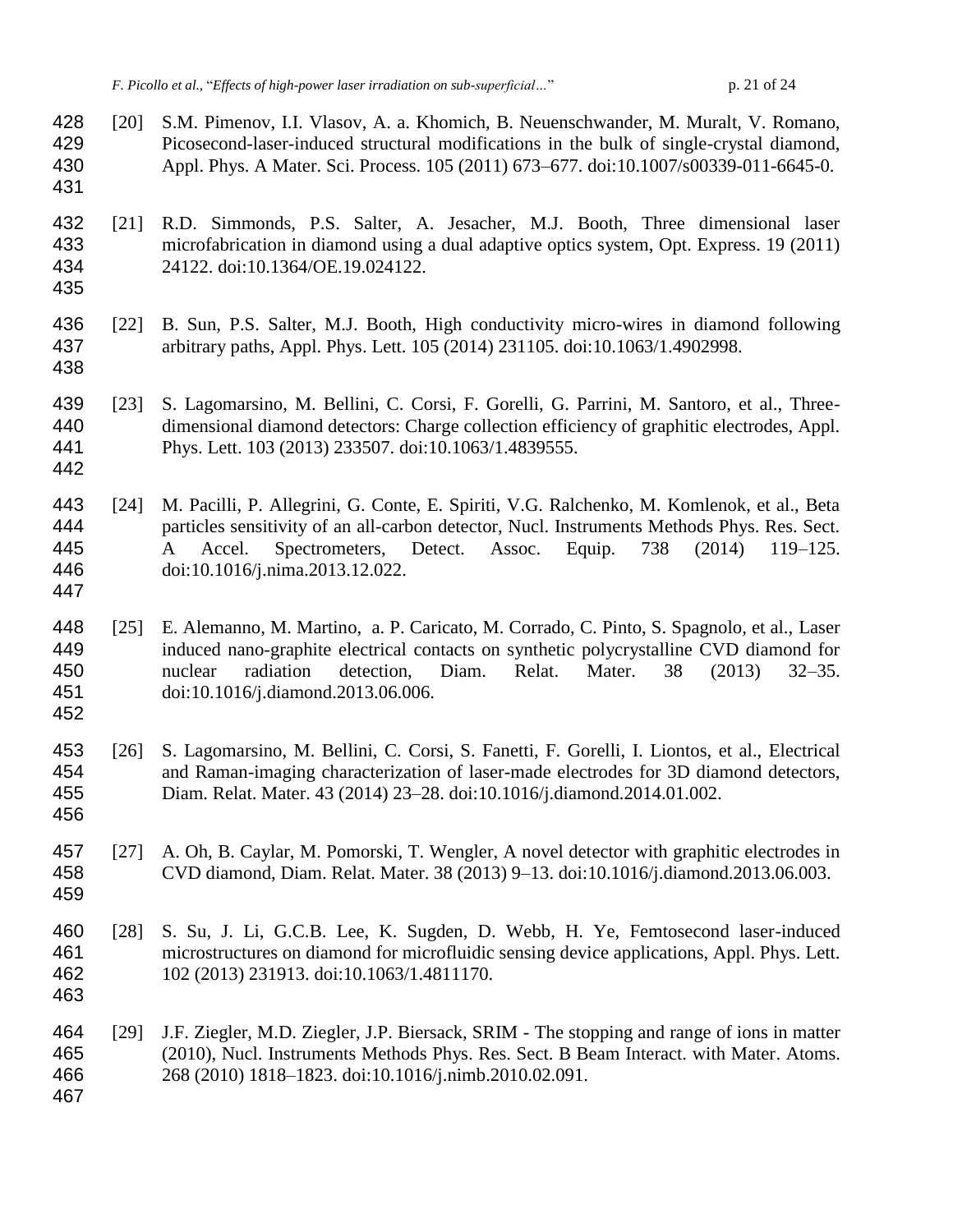[20] S.M. Pimenov, I.I. Vlasov, A. a. Khomich, B. Neuenschwander, M. Muralt, V. Romano, Picosecond-laser-induced structural modifications in the bulk of single-crystal diamond, Appl. Phys. A Mater. Sci. Process. 105 (2011) 673–677. doi:10.1007/s00339-011-6645-0.

[21] R.D. Simmonds, P.S. Salter, A. Jesacher, M.J. Booth, Three dimensional laser microfabrication in diamond using a dual adaptive optics system, Opt. Express. 19 (2011) 24122. doi:10.1364/OE.19.024122.

[22] B. Sun, P.S. Salter, M.J. Booth, High conductivity micro-wires in diamond following arbitrary paths, Appl. Phys. Lett. 105 (2014) 231105. doi:10.1063/1.4902998.

[23] S. Lagomarsino, M. Bellini, C. Corsi, F. Gorelli, G. Parrini, M. Santoro, et al., Three-dimensional diamond detectors: Charge collection efficiency of graphitic electrodes, Appl. Phys. Lett. 103 (2013) 233507. doi:10.1063/1.4839555.

[24] M. Pacilli, P. Allegrini, G. Conte, E. Spiriti, V.G. Ralchenko, M. Komlenok, et al., Beta particles sensitivity of an all-carbon detector, Nucl. Instruments Methods Phys. Res. Sect. A Accel. Spectrometers, Detect. Assoc. Equip. 738 (2014) 119–125. doi:10.1016/j.nima.2013.12.022.

[25] E. Alemanno, M. Martino, a. P. Caricato, M. Corrado, C. Pinto, S. Spagnolo, et al., Laser induced nano-graphite electrical contacts on synthetic polycrystalline CVD diamond for nuclear radiation detection, Diam. Relat. Mater. 38 (2013) 32–35. doi:10.1016/j.diamond.2013.06.006.

[26] S. Lagomarsino, M. Bellini, C. Corsi, S. Fanetti, F. Gorelli, I. Liontos, et al., Electrical and Raman-imaging characterization of laser-made electrodes for 3D diamond detectors, Diam. Relat. Mater. 43 (2014) 23–28. doi:10.1016/j.diamond.2014.01.002.

[27] A. Oh, B. Caylar, M. Pomorski, T. Wengler, A novel detector with graphitic electrodes in CVD diamond, Diam. Relat. Mater. 38 (2013) 9–13. doi:10.1016/j.diamond.2013.06.003.

[28] S. Su, J. Li, G.C.B. Lee, K. Sugden, D. Webb, H. Ye, Femtosecond laser-induced microstructures on diamond for microfluidic sensing device applications, Appl. Phys. Lett. 102 (2013) 231913. doi:10.1063/1.4811170.

[29] J.F. Ziegler, M.D. Ziegler, J.P. Biersack, SRIM - The stopping and range of ions in matter (2010), Nucl. Instruments Methods Phys. Res. Sect. B Beam Interact. with Mater. Atoms. 268 (2010) 1818–1823. doi:10.1016/j.nimb.2010.02.091.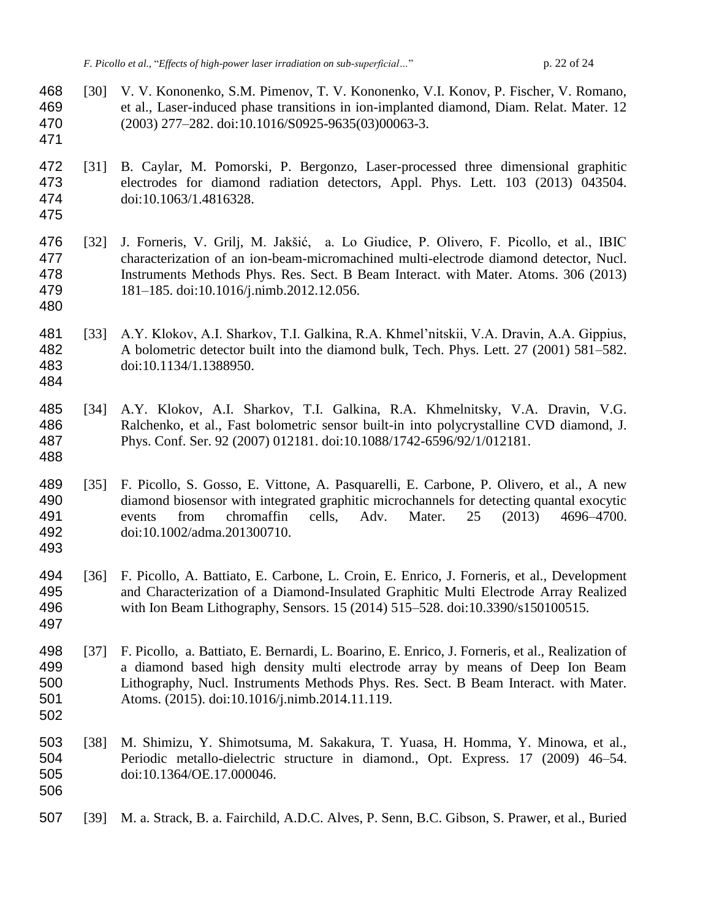[30] V. V. Kononenko, S.M. Pimenov, T. V. Kononenko, V.I. Konov, P. Fischer, V. Romano, et al., Laser-induced phase transitions in ion-implanted diamond, Diam. Relat. Mater. 12 (2003) 277–282. doi:10.1016/S0925-9635(03)00063-3.

[31] B. Caylar, M. Pomorski, P. Bergonzo, Laser-processed three dimensional graphitic electrodes for diamond radiation detectors, Appl. Phys. Lett. 103 (2013) 043504. doi:10.1063/1.4816328.

[32] J. Forneris, V. Grilj, M. Jakšić, a. Lo Giudice, P. Olivero, F. Picollo, et al., IBIC characterization of an ion-beam-micromachined multi-electrode diamond detector, Nucl. Instruments Methods Phys. Res. Sect. B Beam Interact. with Mater. Atoms. 306 (2013) 181–185. doi:10.1016/j.nimb.2012.12.056.

[33] A.Y. Klokov, A.I. Sharkov, T.I. Galkina, R.A. Khmel'nitskii, V.A. Dravin, A.A. Gippius, A bolometric detector built into the diamond bulk, Tech. Phys. Lett. 27 (2001) 581–582. doi:10.1134/1.1388950.

[34] A.Y. Klokov, A.I. Sharkov, T.I. Galkina, R.A. Khmelnitsky, V.A. Dravin, V.G. Ralchenko, et al., Fast bolometric sensor built-in into polycrystalline CVD diamond, J. Phys. Conf. Ser. 92 (2007) 012181. doi:10.1088/1742-6596/92/1/012181.

[35] F. Picollo, S. Gosso, E. Vittone, A. Pasquarelli, E. Carbone, P. Olivero, et al., A new diamond biosensor with integrated graphitic microchannels for detecting quantal exocytic events from chromaffin cells, Adv. Mater. 25 (2013) 4696–4700. doi:10.1002/adma.201300710.

[36] F. Picollo, A. Battiato, E. Carbone, L. Croin, E. Enrico, J. Forneris, et al., Development and Characterization of a Diamond-Insulated Graphitic Multi Electrode Array Realized with Ion Beam Lithography, Sensors. 15 (2014) 515–528. doi:10.3390/s150100515.

[37] F. Picollo, a. Battiato, E. Bernardi, L. Boarino, E. Enrico, J. Forneris, et al., Realization of a diamond based high density multi electrode array by means of Deep Ion Beam Lithography, Nucl. Instruments Methods Phys. Res. Sect. B Beam Interact. with Mater. Atoms. (2015). doi:10.1016/j.nimb.2014.11.119.

[38] M. Shimizu, Y. Shimotsuma, M. Sakakura, T. Yuasa, H. Homma, Y. Minowa, et al., Periodic metallo-dielectric structure in diamond., Opt. Express. 17 (2009) 46–54. doi:10.1364/OE.17.000046.

[39] M. a. Strack, B. a. Fairchild, A.D.C. Alves, P. Senn, B.C. Gibson, S. Prawer, et al., Buried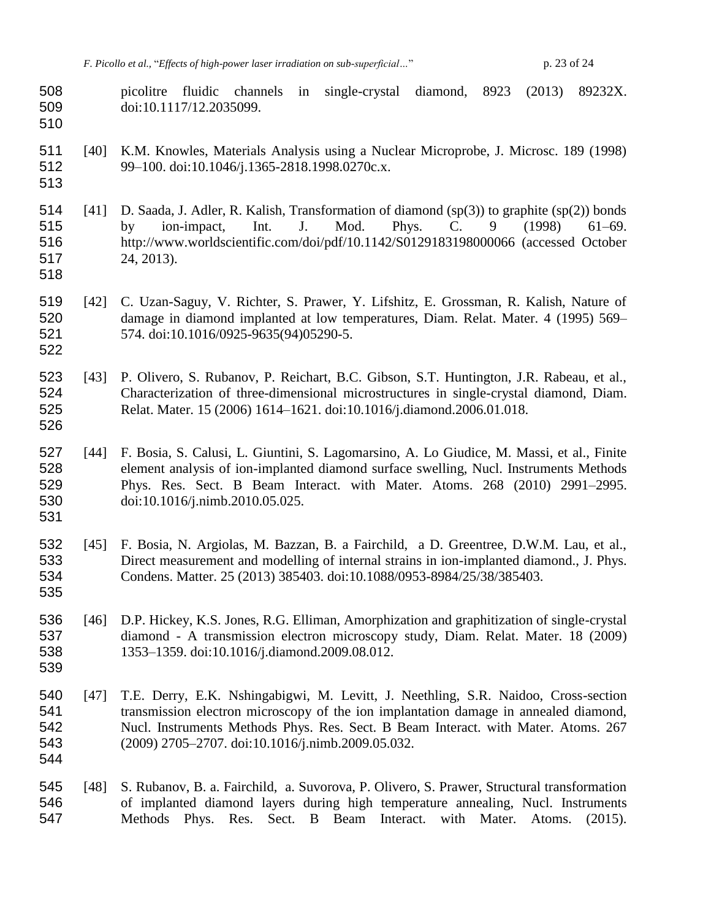picolitre fluidic channels in single-crystal diamond, 8923 (2013) 89232X. doi:10.1117/12.2035099.

[40] K.M. Knowles, Materials Analysis using a Nuclear Microprobe, J. Microsc. 189 (1998) 99–100. doi:10.1046/j.1365-2818.1998.0270c.x.

[41] D. Saada, J. Adler, R. Kalish, Transformation of diamond (sp(3)) to graphite (sp(2)) bonds by ion-impact, Int. J. Mod. Phys. C. 9 (1998) 61–69. http://www.worldscientific.com/doi/pdf/10.1142/S0129183198000066 (accessed October 24, 2013).

[42] C. Uzan-Saguy, V. Richter, S. Prawer, Y. Lifshitz, E. Grossman, R. Kalish, Nature of damage in diamond implanted at low temperatures, Diam. Relat. Mater. 4 (1995) 569–574. doi:10.1016/0925-9635(94)05290-5.

[43] P. Olivero, S. Rubanov, P. Reichart, B.C. Gibson, S.T. Huntington, J.R. Rabeau, et al., Characterization of three-dimensional microstructures in single-crystal diamond, Diam. Relat. Mater. 15 (2006) 1614–1621. doi:10.1016/j.diamond.2006.01.018.

[44] F. Bosia, S. Calusi, L. Giuntini, S. Lagomarsino, A. Lo Giudice, M. Massi, et al., Finite element analysis of ion-implanted diamond surface swelling, Nucl. Instruments Methods Phys. Res. Sect. B Beam Interact. with Mater. Atoms. 268 (2010) 2991–2995. doi:10.1016/j.nimb.2010.05.025.

[45] F. Bosia, N. Argiolas, M. Bazzan, B. a Fairchild, a D. Greentree, D.W.M. Lau, et al., Direct measurement and modelling of internal strains in ion-implanted diamond., J. Phys. Condens. Matter. 25 (2013) 385403. doi:10.1088/0953-8984/25/38/385403.

[46] D.P. Hickey, K.S. Jones, R.G. Elliman, Amorphization and graphitization of single-crystal diamond - A transmission electron microscopy study, Diam. Relat. Mater. 18 (2009) 1353–1359. doi:10.1016/j.diamond.2009.08.012.

[47] T.E. Derry, E.K. Nshingabigwi, M. Levitt, J. Neethling, S.R. Naidoo, Cross-section transmission electron microscopy of the ion implantation damage in annealed diamond, Nucl. Instruments Methods Phys. Res. Sect. B Beam Interact. with Mater. Atoms. 267 (2009) 2705–2707. doi:10.1016/j.nimb.2009.05.032.

[48] S. Rubanov, B. a. Fairchild, a. Suvorova, P. Olivero, S. Prawer, Structural transformation of implanted diamond layers during high temperature annealing, Nucl. Instruments Methods Phys. Res. Sect. B Beam Interact. with Mater. Atoms. (2015).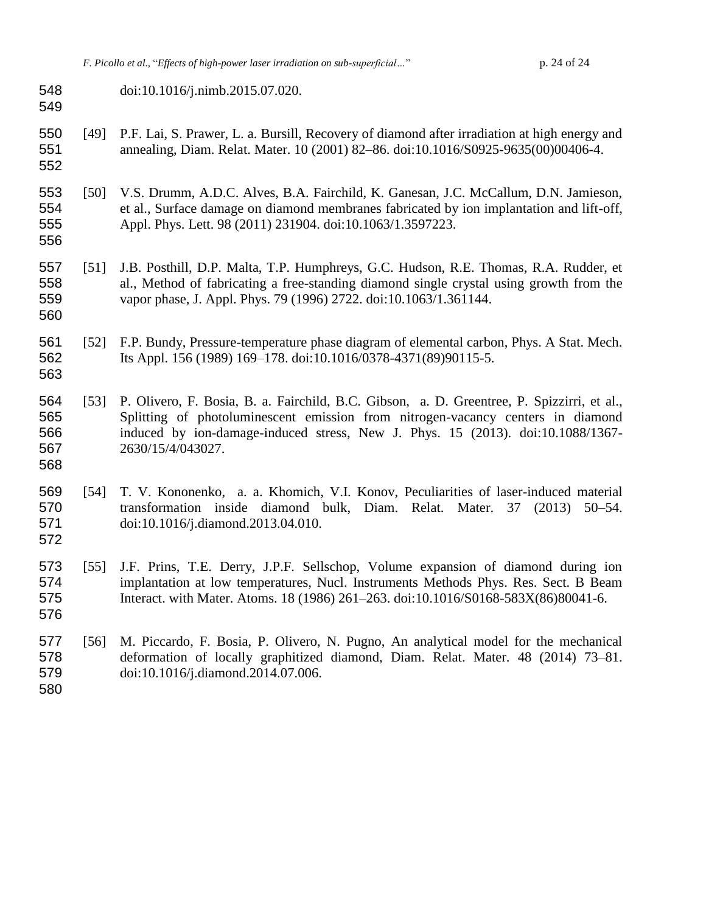doi:10.1016/j.nimb.2015.07.020.

[49] P.F. Lai, S. Prawer, L. a. Bursill, Recovery of diamond after irradiation at high energy and annealing, Diam. Relat. Mater. 10 (2001) 82–86. doi:10.1016/S0925-9635(00)00406-4.

[50] V.S. Drumm, A.D.C. Alves, B.A. Fairchild, K. Ganesan, J.C. McCallum, D.N. Jamieson, et al., Surface damage on diamond membranes fabricated by ion implantation and lift-off, Appl. Phys. Lett. 98 (2011) 231904. doi:10.1063/1.3597223.

[51] J.B. Posthill, D.P. Malta, T.P. Humphreys, G.C. Hudson, R.E. Thomas, R.A. Rudder, et al., Method of fabricating a free-standing diamond single crystal using growth from the vapor phase, J. Appl. Phys. 79 (1996) 2722. doi:10.1063/1.361144.

[52] F.P. Bundy, Pressure-temperature phase diagram of elemental carbon, Phys. A Stat. Mech. Its Appl. 156 (1989) 169–178. doi:10.1016/0378-4371(89)90115-5.

[53] P. Olivero, F. Bosia, B. a. Fairchild, B.C. Gibson, a. D. Greentree, P. Spizzirri, et al., Splitting of photoluminescent emission from nitrogen-vacancy centers in diamond induced by ion-damage-induced stress, New J. Phys. 15 (2013). doi:10.1088/1367-2630/15/4/043027.

[54] T. V. Kononenko, a. a. Khomich, V.I. Konov, Peculiarities of laser-induced material transformation inside diamond bulk, Diam. Relat. Mater. 37 (2013) 50–54. doi:10.1016/j.diamond.2013.04.010.

[55] J.F. Prins, T.E. Derry, J.P.F. Sellschop, Volume expansion of diamond during ion implantation at low temperatures, Nucl. Instruments Methods Phys. Res. Sect. B Beam Interact. with Mater. Atoms. 18 (1986) 261–263. doi:10.1016/S0168-583X(86)80041-6.

[56] M. Piccardo, F. Bosia, P. Olivero, N. Pugno, An analytical model for the mechanical deformation of locally graphitized diamond, Diam. Relat. Mater. 48 (2014) 73–81. doi:10.1016/j.diamond.2014.07.006.